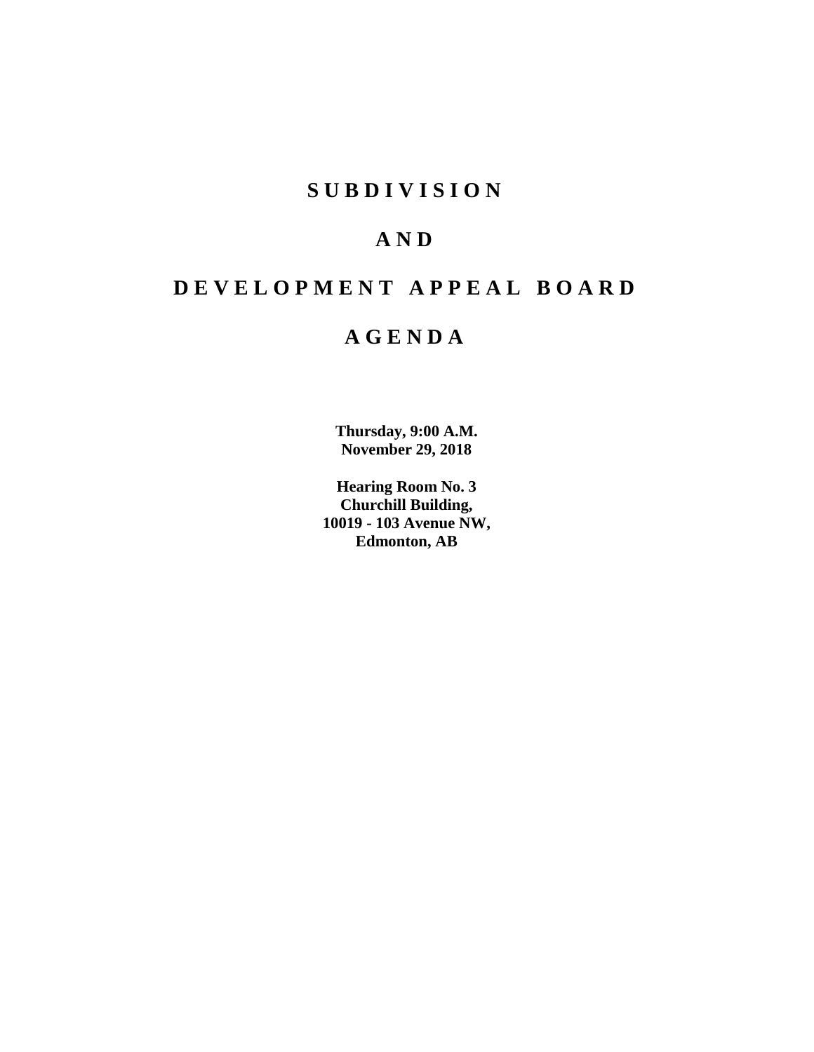# SUBDIVISION

# AND

# DEVELOPMENT APPEAL BOARD

# AGENDA

**Thursday, 9:00 A.M.**
**November 29, 2018**

**Hearing Room No. 3**
**Churchill Building,**
**10019 - 103 Avenue NW,**
**Edmonton, AB**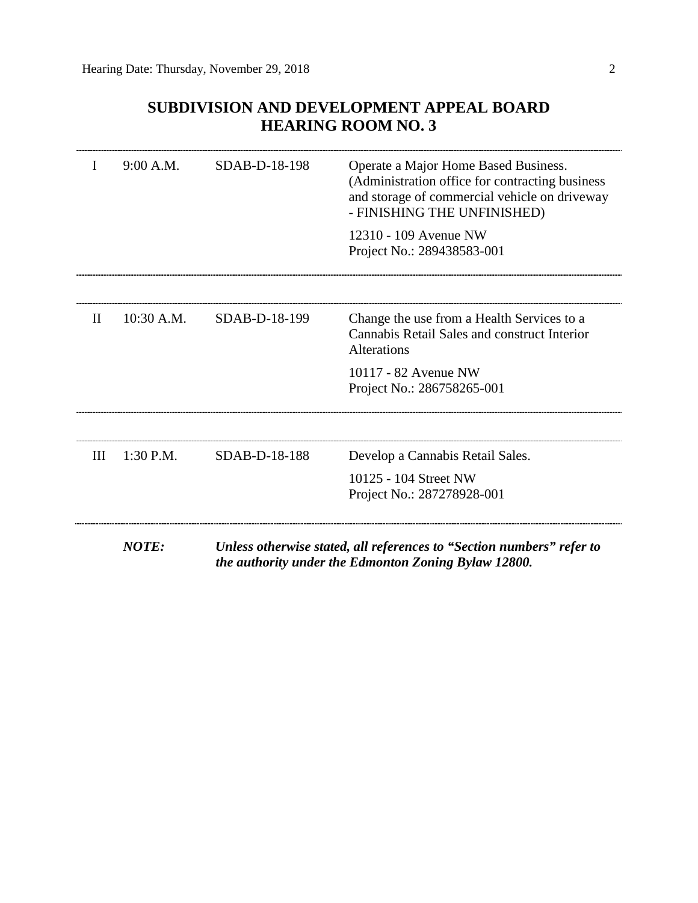# SUBDIVISION AND DEVELOPMENT APPEAL BOARD
# HEARING ROOM NO. 3

| | | | |
|---|---|---|---|
| I | 9:00 A.M. | SDAB-D-18-198 | Operate a Major Home Based Business. (Administration office for contracting business and storage of commercial vehicle on driveway - FINISHING THE UNFINISHED)<br><br>12310 - 109 Avenue NW<br>Project No.: 289438583-001 |
| II | 10:30 A.M. | SDAB-D-18-199 | Change the use from a Health Services to a Cannabis Retail Sales and construct Interior Alterations<br><br>10117 - 82 Avenue NW<br>Project No.: 286758265-001 |
| III | 1:30 P.M. | SDAB-D-18-188 | Develop a Cannabis Retail Sales.<br><br>10125 - 104 Street NW<br>Project No.: 287278928-001 |

***NOTE:*** ***Unless otherwise stated, all references to "Section numbers" refer to the authority under the Edmonton Zoning Bylaw 12800.***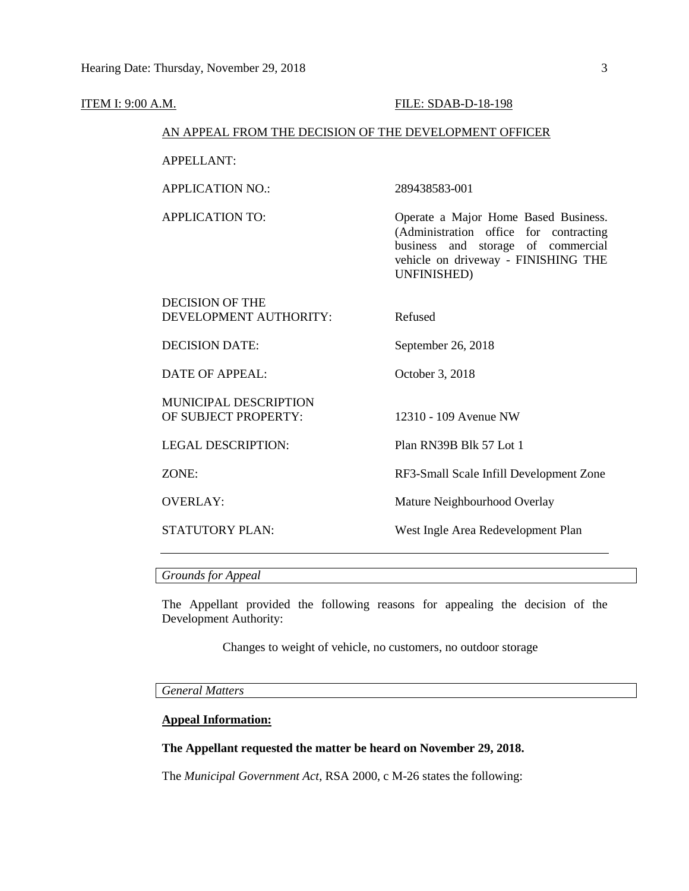ITEM I: 9:00 A.M. FILE: SDAB-D-18-198

AN APPEAL FROM THE DECISION OF THE DEVELOPMENT OFFICER

| | |
|---|---|
| APPELLANT: | |
| APPLICATION NO.: | 289438583-001 |
| APPLICATION TO: | Operate a Major Home Based Business. (Administration office for contracting business and storage of commercial vehicle on driveway - FINISHING THE UNFINISHED) |
| DECISION OF THE DEVELOPMENT AUTHORITY: | Refused |
| DECISION DATE: | September 26, 2018 |
| DATE OF APPEAL: | October 3, 2018 |
| MUNICIPAL DESCRIPTION OF SUBJECT PROPERTY: | 12310 - 109 Avenue NW |
| LEGAL DESCRIPTION: | Plan RN39B Blk 57 Lot 1 |
| ZONE: | RF3-Small Scale Infill Development Zone |
| OVERLAY: | Mature Neighbourhood Overlay |
| STATUTORY PLAN: | West Ingle Area Redevelopment Plan |

---

*Grounds for Appeal*

The Appellant provided the following reasons for appealing the decision of the Development Authority:

> Changes to weight of vehicle, no customers, no outdoor storage

*General Matters*

**Appeal Information:**

**The Appellant requested the matter be heard on November 29, 2018.**

The *Municipal Government Act*, RSA 2000, c M-26 states the following: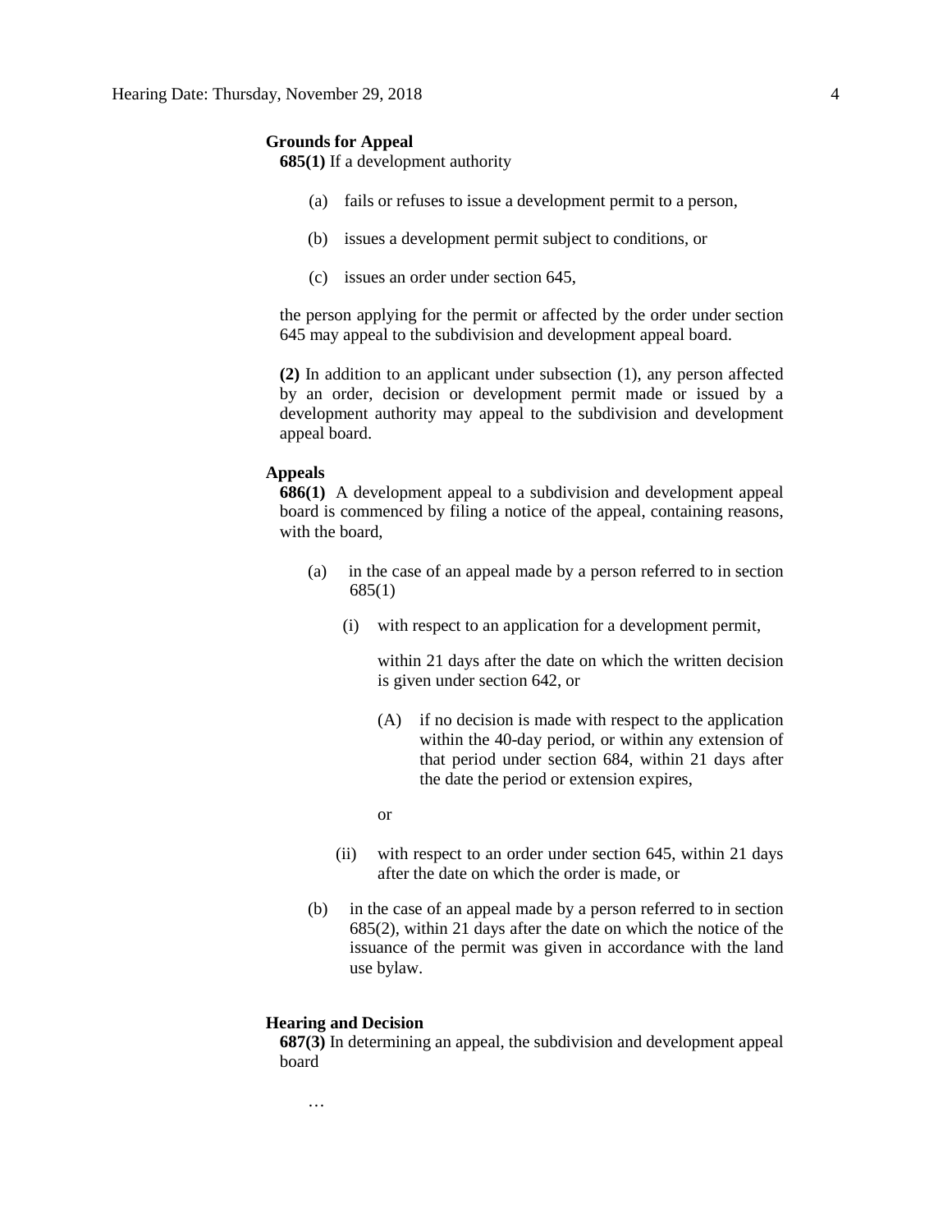**Grounds for Appeal**

**685(1)** If a development authority

(a) fails or refuses to issue a development permit to a person,

(b) issues a development permit subject to conditions, or

(c) issues an order under section 645,

the person applying for the permit or affected by the order under section 645 may appeal to the subdivision and development appeal board.

**(2)** In addition to an applicant under subsection (1), any person affected by an order, decision or development permit made or issued by a development authority may appeal to the subdivision and development appeal board.

**Appeals**

**686(1)** A development appeal to a subdivision and development appeal board is commenced by filing a notice of the appeal, containing reasons, with the board,

(a) in the case of an appeal made by a person referred to in section 685(1)

(i) with respect to an application for a development permit,

within 21 days after the date on which the written decision is given under section 642, or

(A) if no decision is made with respect to the application within the 40-day period, or within any extension of that period under section 684, within 21 days after the date the period or extension expires,

or

(ii) with respect to an order under section 645, within 21 days after the date on which the order is made, or

(b) in the case of an appeal made by a person referred to in section 685(2), within 21 days after the date on which the notice of the issuance of the permit was given in accordance with the land use bylaw.

**Hearing and Decision**

**687(3)** In determining an appeal, the subdivision and development appeal board

…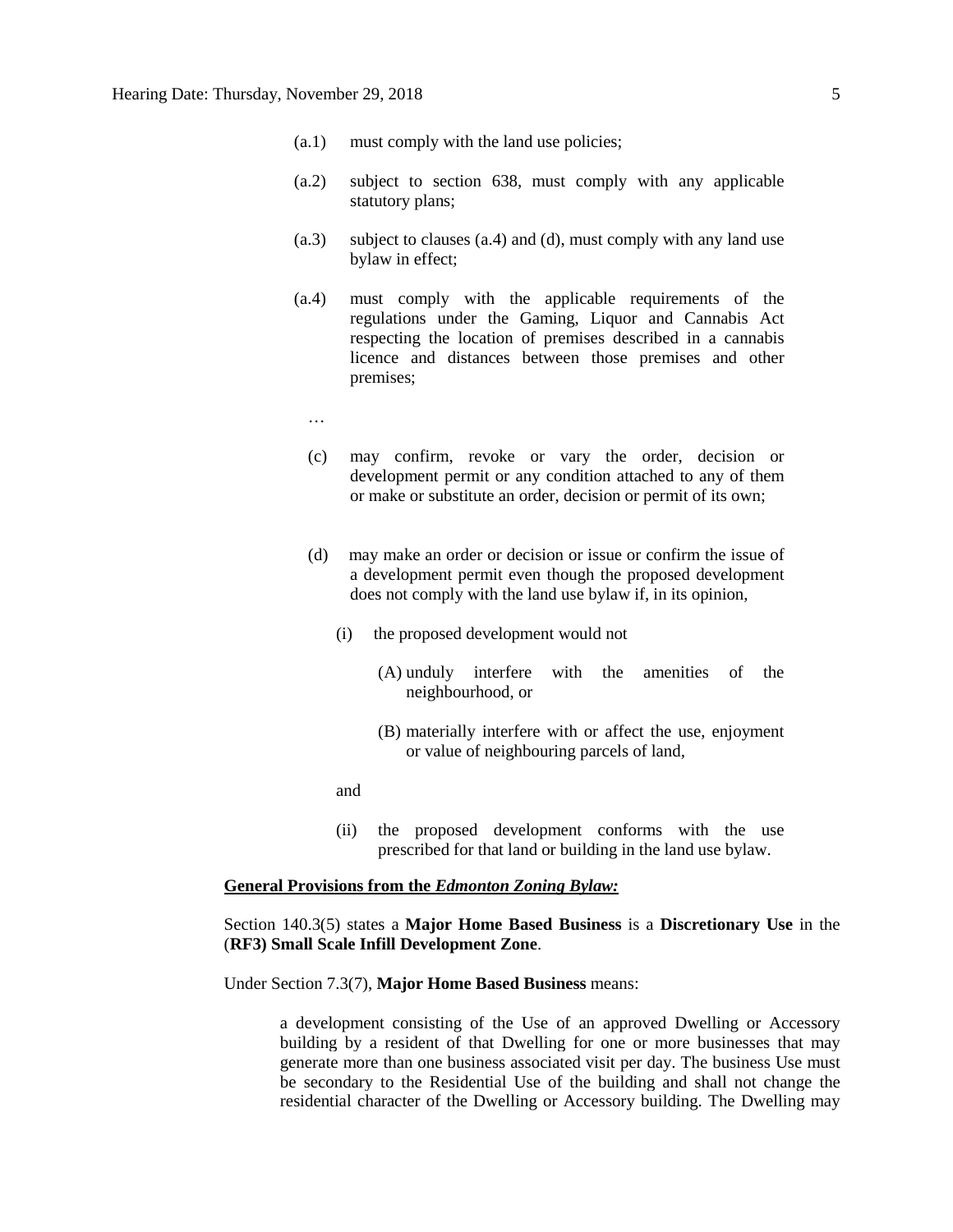(a.1) must comply with the land use policies;

(a.2) subject to section 638, must comply with any applicable statutory plans;

(a.3) subject to clauses (a.4) and (d), must comply with any land use bylaw in effect;

(a.4) must comply with the applicable requirements of the regulations under the Gaming, Liquor and Cannabis Act respecting the location of premises described in a cannabis licence and distances between those premises and other premises;

…

(c) may confirm, revoke or vary the order, decision or development permit or any condition attached to any of them or make or substitute an order, decision or permit of its own;

(d) may make an order or decision or issue or confirm the issue of a development permit even though the proposed development does not comply with the land use bylaw if, in its opinion,

(i) the proposed development would not

(A) unduly interfere with the amenities of the neighbourhood, or

(B) materially interfere with or affect the use, enjoyment or value of neighbouring parcels of land,

and

(ii) the proposed development conforms with the use prescribed for that land or building in the land use bylaw.

**General Provisions from the *Edmonton Zoning Bylaw:***

Section 140.3(5) states a **Major Home Based Business** is a **Discretionary Use** in the (**RF3) Small Scale Infill Development Zone**.

Under Section 7.3(7), **Major Home Based Business** means:

> a development consisting of the Use of an approved Dwelling or Accessory building by a resident of that Dwelling for one or more businesses that may generate more than one business associated visit per day. The business Use must be secondary to the Residential Use of the building and shall not change the residential character of the Dwelling or Accessory building. The Dwelling may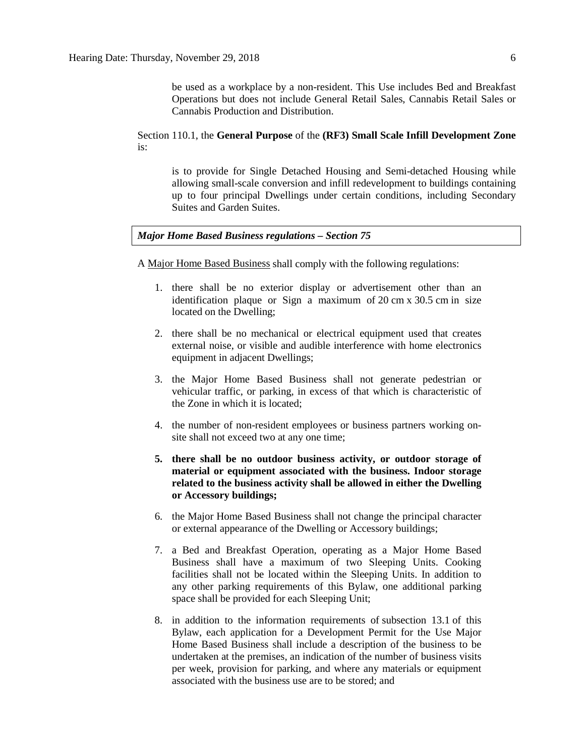be used as a workplace by a non-resident. This Use includes Bed and Breakfast Operations but does not include General Retail Sales, Cannabis Retail Sales or Cannabis Production and Distribution.

Section 110.1, the **General Purpose** of the **(RF3) Small Scale Infill Development Zone** is:

> is to provide for Single Detached Housing and Semi-detached Housing while allowing small-scale conversion and infill redevelopment to buildings containing up to four principal Dwellings under certain conditions, including Secondary Suites and Garden Suites.

***Major Home Based Business regulations – Section 75***

A Major Home Based Business shall comply with the following regulations:

1. there shall be no exterior display or advertisement other than an identification plaque or Sign a maximum of 20 cm x 30.5 cm in size located on the Dwelling;
2. there shall be no mechanical or electrical equipment used that creates external noise, or visible and audible interference with home electronics equipment in adjacent Dwellings;
3. the Major Home Based Business shall not generate pedestrian or vehicular traffic, or parking, in excess of that which is characteristic of the Zone in which it is located;
4. the number of non-resident employees or business partners working on-site shall not exceed two at any one time;
5. **there shall be no outdoor business activity, or outdoor storage of material or equipment associated with the business. Indoor storage related to the business activity shall be allowed in either the Dwelling or Accessory buildings;**
6. the Major Home Based Business shall not change the principal character or external appearance of the Dwelling or Accessory buildings;
7. a Bed and Breakfast Operation, operating as a Major Home Based Business shall have a maximum of two Sleeping Units. Cooking facilities shall not be located within the Sleeping Units. In addition to any other parking requirements of this Bylaw, one additional parking space shall be provided for each Sleeping Unit;
8. in addition to the information requirements of subsection 13.1 of this Bylaw, each application for a Development Permit for the Use Major Home Based Business shall include a description of the business to be undertaken at the premises, an indication of the number of business visits per week, provision for parking, and where any materials or equipment associated with the business use are to be stored; and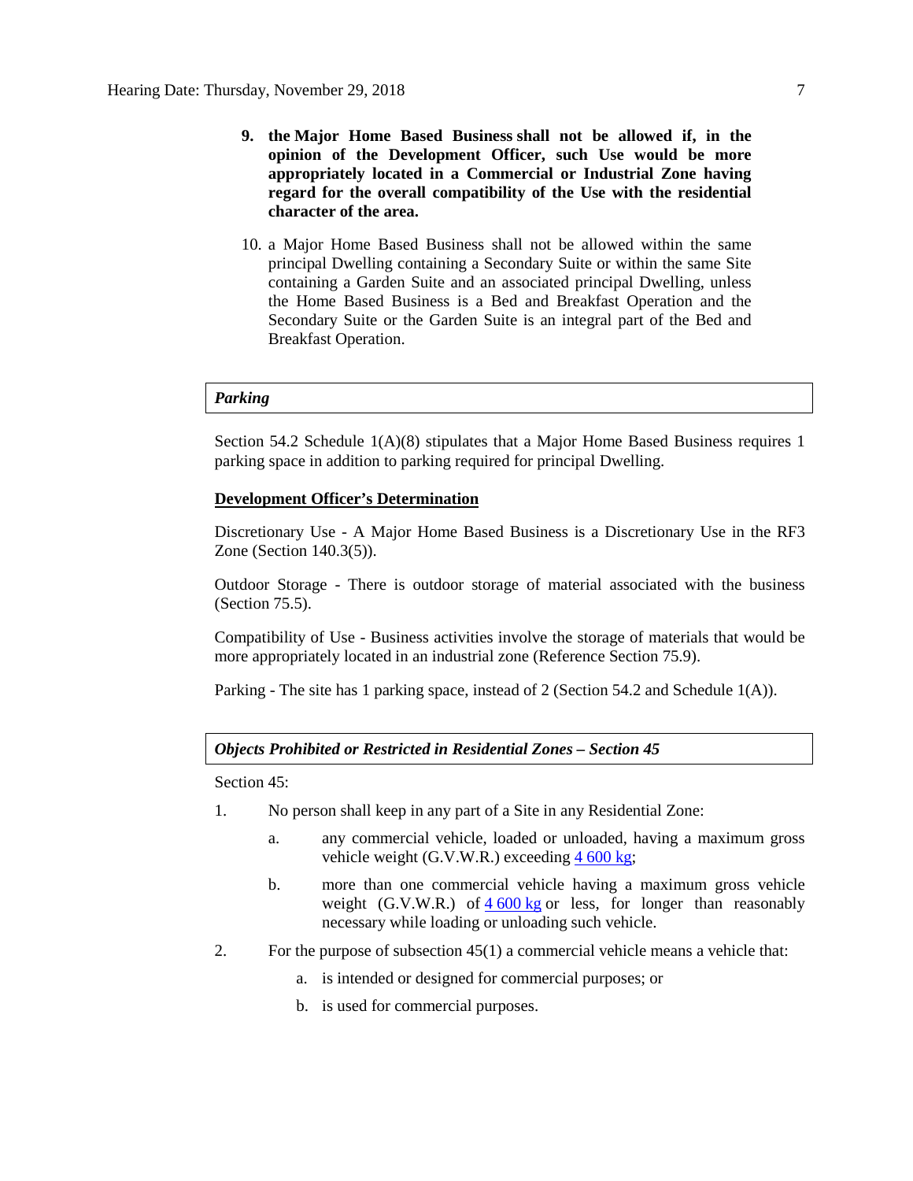9. **the Major Home Based Business shall not be allowed if, in the opinion of the Development Officer, such Use would be more appropriately located in a Commercial or Industrial Zone having regard for the overall compatibility of the Use with the residential character of the area.**

10. a Major Home Based Business shall not be allowed within the same principal Dwelling containing a Secondary Suite or within the same Site containing a Garden Suite and an associated principal Dwelling, unless the Home Based Business is a Bed and Breakfast Operation and the Secondary Suite or the Garden Suite is an integral part of the Bed and Breakfast Operation.

***Parking***

Section 54.2 Schedule 1(A)(8) stipulates that a Major Home Based Business requires 1 parking space in addition to parking required for principal Dwelling.

**Development Officer's Determination**

Discretionary Use - A Major Home Based Business is a Discretionary Use in the RF3 Zone (Section 140.3(5)).

Outdoor Storage - There is outdoor storage of material associated with the business (Section 75.5).

Compatibility of Use - Business activities involve the storage of materials that would be more appropriately located in an industrial zone (Reference Section 75.9).

Parking - The site has 1 parking space, instead of 2 (Section 54.2 and Schedule 1(A)).

***Objects Prohibited or Restricted in Residential Zones – Section 45***

Section 45:

1. No person shall keep in any part of a Site in any Residential Zone:
   a. any commercial vehicle, loaded or unloaded, having a maximum gross vehicle weight (G.V.W.R.) exceeding 4 600 kg;
   b. more than one commercial vehicle having a maximum gross vehicle weight (G.V.W.R.) of 4 600 kg or less, for longer than reasonably necessary while loading or unloading such vehicle.
2. For the purpose of subsection 45(1) a commercial vehicle means a vehicle that:
   a. is intended or designed for commercial purposes; or
   b. is used for commercial purposes.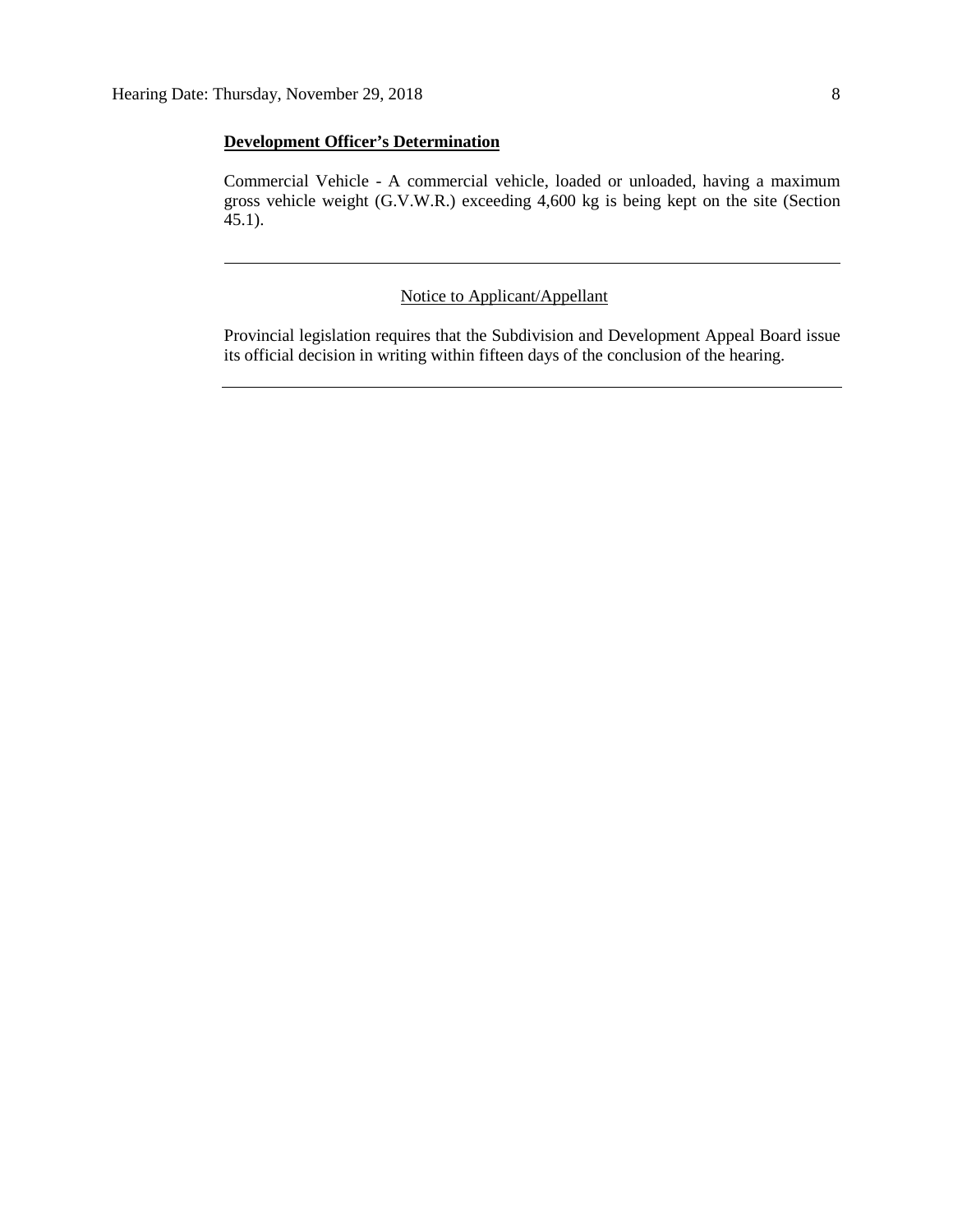**Development Officer's Determination**

Commercial Vehicle - A commercial vehicle, loaded or unloaded, having a maximum gross vehicle weight (G.V.W.R.) exceeding 4,600 kg is being kept on the site (Section 45.1).

---

Notice to Applicant/Appellant

Provincial legislation requires that the Subdivision and Development Appeal Board issue its official decision in writing within fifteen days of the conclusion of the hearing.

---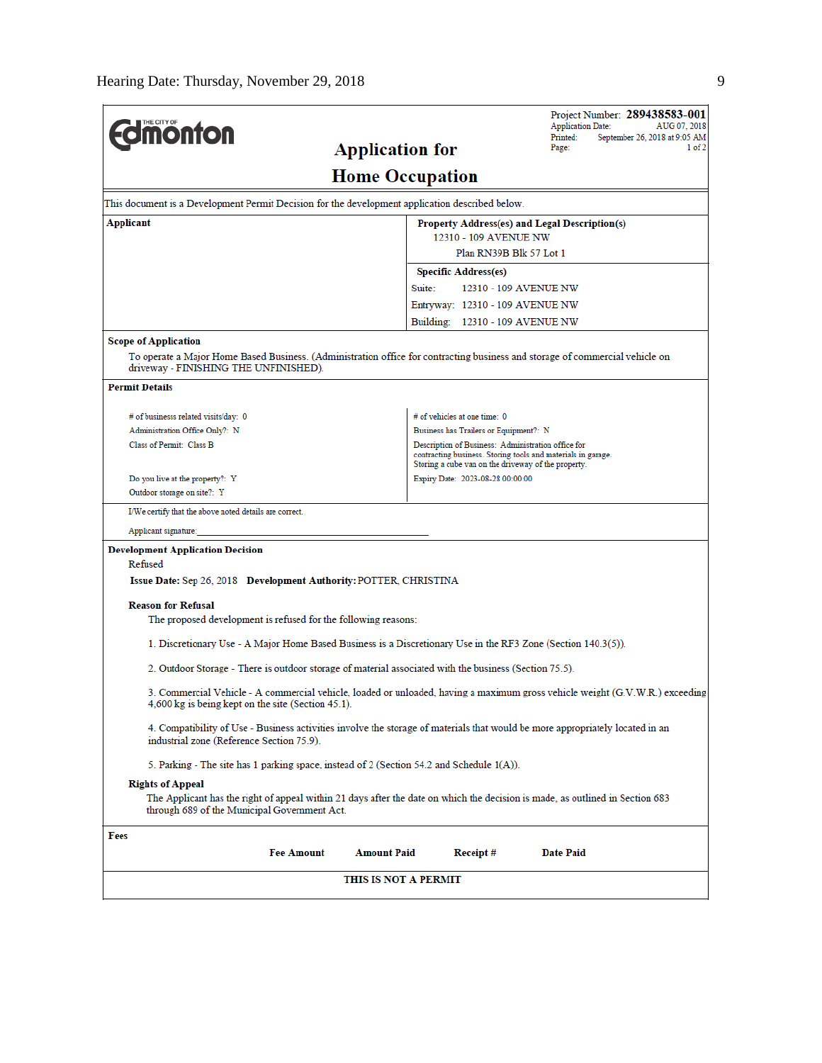Hearing Date: Thursday, November 29, 2018

THE CITY OF **Edmonton**

# Application for Home Occupation

Project Number: **289438583-001**
Application Date: AUG 07, 2018
Printed: September 26, 2018 at 9:05 AM
Page: 1 of 2

This document is a Development Permit Decision for the development application described below.

| **Applicant** | **Property Address(es) and Legal Description(s)** |
|---|---|
| | 12310 - 109 AVENUE NW |
| | Plan RN39B Blk 57 Lot 1 |
| | **Specific Address(es)** |
| | Suite: 12310 - 109 AVENUE NW |
| | Entryway: 12310 - 109 AVENUE NW |
| | Building: 12310 - 109 AVENUE NW |

**Scope of Application**

To operate a Major Home Based Business. (Administration office for contracting business and storage of commercial vehicle on driveway - FINISHING THE UNFINISHED).

**Permit Details**

| | |
|---|---|
| # of businesss related visits/day: 0 | # of vehicles at one time: 0 |
| Administration Office Only?: N | Business has Trailers or Equipment?: N |
| Class of Permit: Class B | Description of Business: Administration office for contracting business. Storing tools and materials in garage. Storing a cube van on the driveway of the property. |
| Do you live at the property?: Y | Expiry Date: 2023-08-28 00:00:00 |
| Outdoor storage on site?: Y | |

I/We certify that the above noted details are correct.

Applicant signature:_______________________________________________

**Development Application Decision**

Refused

**Issue Date:** Sep 26, 2018 **Development Authority:** POTTER, CHRISTINA

**Reason for Refusal**

The proposed development is refused for the following reasons:

1. Discretionary Use - A Major Home Based Business is a Discretionary Use in the RF3 Zone (Section 140.3(5)).

2. Outdoor Storage - There is outdoor storage of material associated with the business (Section 75.5).

3. Commercial Vehicle - A commercial vehicle, loaded or unloaded, having a maximum gross vehicle weight (G.V.W.R.) exceeding 4,600 kg is being kept on the site (Section 45.1).

4. Compatibility of Use - Business activities involve the storage of materials that would be more appropriately located in an industrial zone (Reference Section 75.9).

5. Parking - The site has 1 parking space, instead of 2 (Section 54.2 and Schedule 1(A)).

**Rights of Appeal**

The Applicant has the right of appeal within 21 days after the date on which the decision is made, as outlined in Section 683 through 689 of the Municipal Government Act.

**Fees**

| Fee Amount | Amount Paid | Receipt # | Date Paid |
|---|---|---|---|

**THIS IS NOT A PERMIT**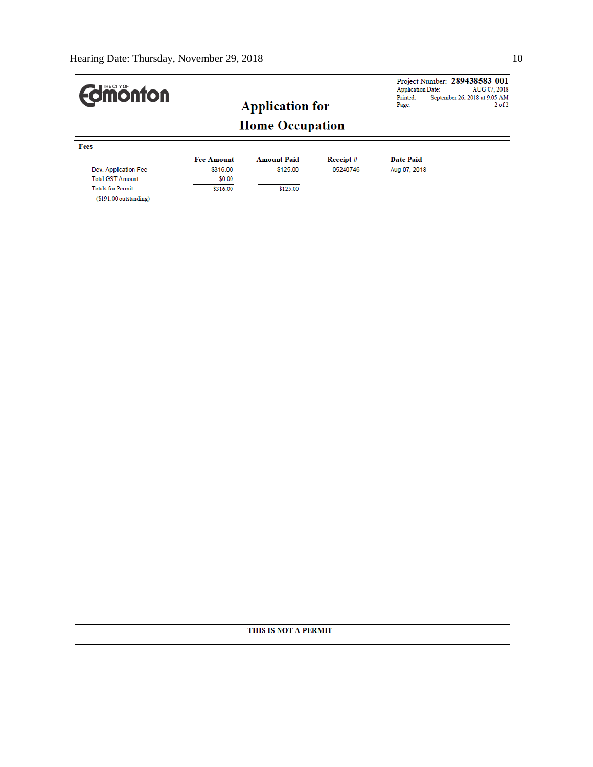THE CITY OF Edmonton

# Application for Home Occupation

Project Number: **289438583-001**
Application Date: AUG 07, 2018
Printed: September 26, 2018 at 9:05 AM
Page: 2 of 2

**Fees**

| | Fee Amount | Amount Paid | Receipt # | Date Paid |
|---|---|---|---|---|
| Dev. Application Fee | $316.00 | $125.00 | 05240746 | Aug 07, 2018 |
| Total GST Amount: | $0.00 | | | |
| Totals for Permit: | $316.00 | $125.00 | | |
| ($191.00 outstanding) | | | | |

**THIS IS NOT A PERMIT**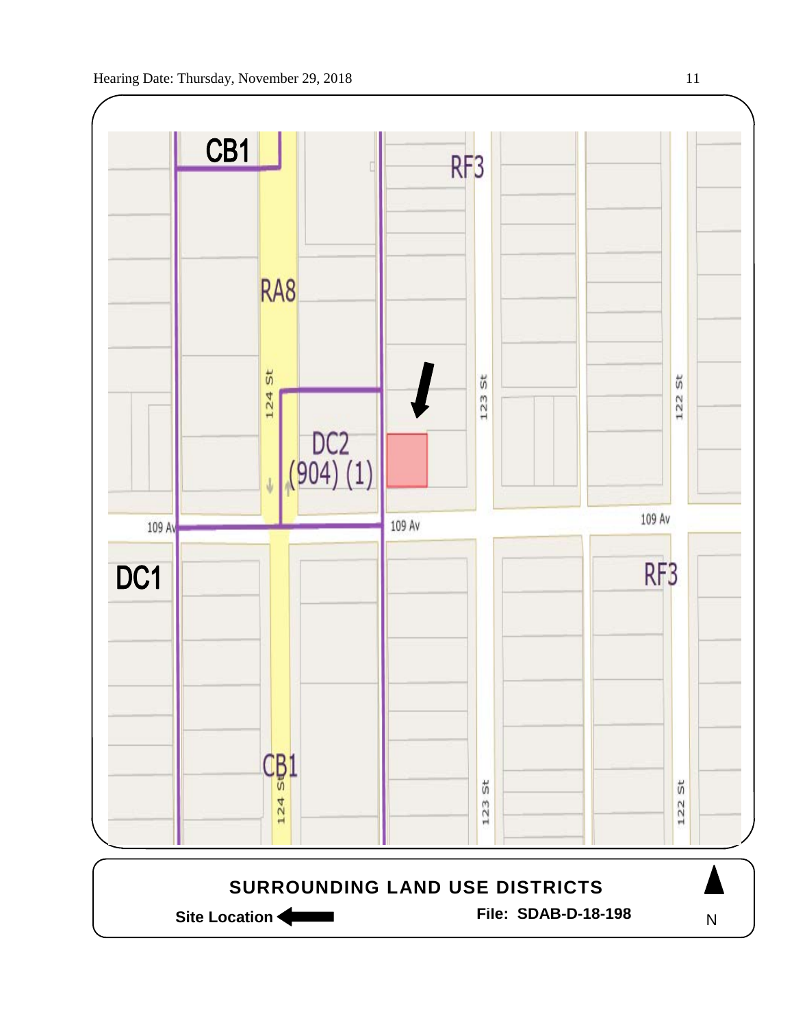CB1

RF3

RA8

124 St

123 St

122 St

DC2
(904) (1)

109 Av

109 Av

109 Av

DC1

RF3

CB1

124 St

123 St

122 St

**SURROUNDING LAND USE DISTRICTS**

**Site Location** ⬅

**File: SDAB-D-18-198**

N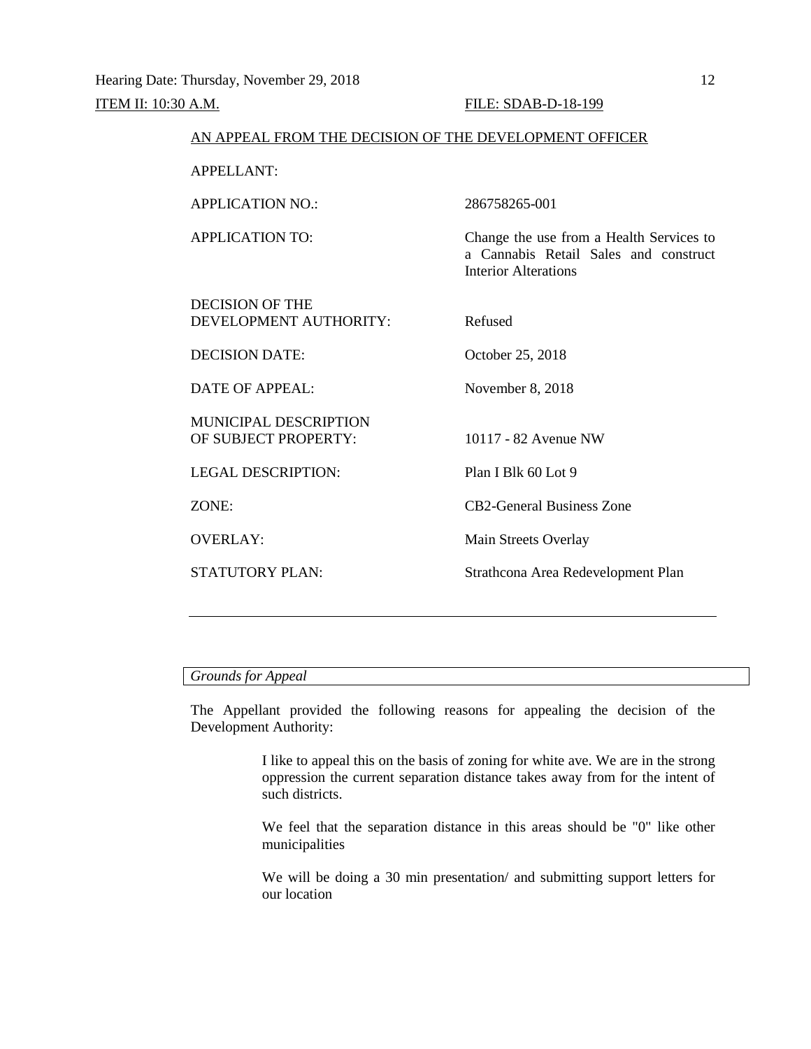ITEM II: 10:30 A.M. FILE: SDAB-D-18-199

AN APPEAL FROM THE DECISION OF THE DEVELOPMENT OFFICER

| | |
|---|---|
| APPELLANT: | |
| APPLICATION NO.: | 286758265-001 |
| APPLICATION TO: | Change the use from a Health Services to a Cannabis Retail Sales and construct Interior Alterations |
| DECISION OF THE DEVELOPMENT AUTHORITY: | Refused |
| DECISION DATE: | October 25, 2018 |
| DATE OF APPEAL: | November 8, 2018 |
| MUNICIPAL DESCRIPTION OF SUBJECT PROPERTY: | 10117 - 82 Avenue NW |
| LEGAL DESCRIPTION: | Plan I Blk 60 Lot 9 |
| ZONE: | CB2-General Business Zone |
| OVERLAY: | Main Streets Overlay |
| STATUTORY PLAN: | Strathcona Area Redevelopment Plan |

---

*Grounds for Appeal*

The Appellant provided the following reasons for appealing the decision of the Development Authority:

> I like to appeal this on the basis of zoning for white ave. We are in the strong oppression the current separation distance takes away from for the intent of such districts.
>
> We feel that the separation distance in this areas should be "0" like other municipalities
>
> We will be doing a 30 min presentation/ and submitting support letters for our location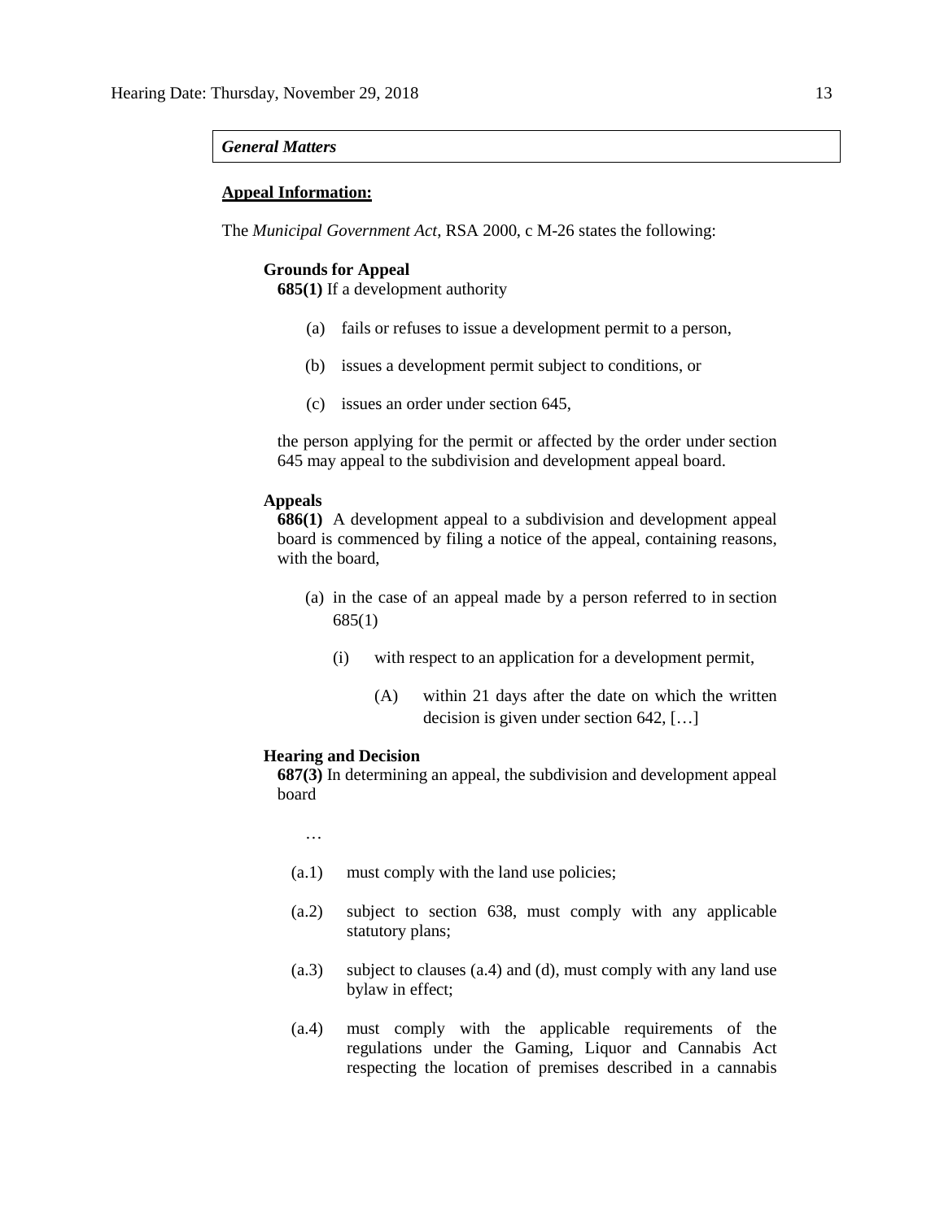*General Matters*

**Appeal Information:**

The *Municipal Government Act*, RSA 2000, c M-26 states the following:

**Grounds for Appeal**

**685(1)** If a development authority

(a) fails or refuses to issue a development permit to a person,

(b) issues a development permit subject to conditions, or

(c) issues an order under section 645,

the person applying for the permit or affected by the order under section 645 may appeal to the subdivision and development appeal board.

**Appeals**

**686(1)** A development appeal to a subdivision and development appeal board is commenced by filing a notice of the appeal, containing reasons, with the board,

(a) in the case of an appeal made by a person referred to in section 685(1)

(i) with respect to an application for a development permit,

(A) within 21 days after the date on which the written decision is given under section 642, […]

**Hearing and Decision**

**687(3)** In determining an appeal, the subdivision and development appeal board

…

(a.1) must comply with the land use policies;

(a.2) subject to section 638, must comply with any applicable statutory plans;

(a.3) subject to clauses (a.4) and (d), must comply with any land use bylaw in effect;

(a.4) must comply with the applicable requirements of the regulations under the Gaming, Liquor and Cannabis Act respecting the location of premises described in a cannabis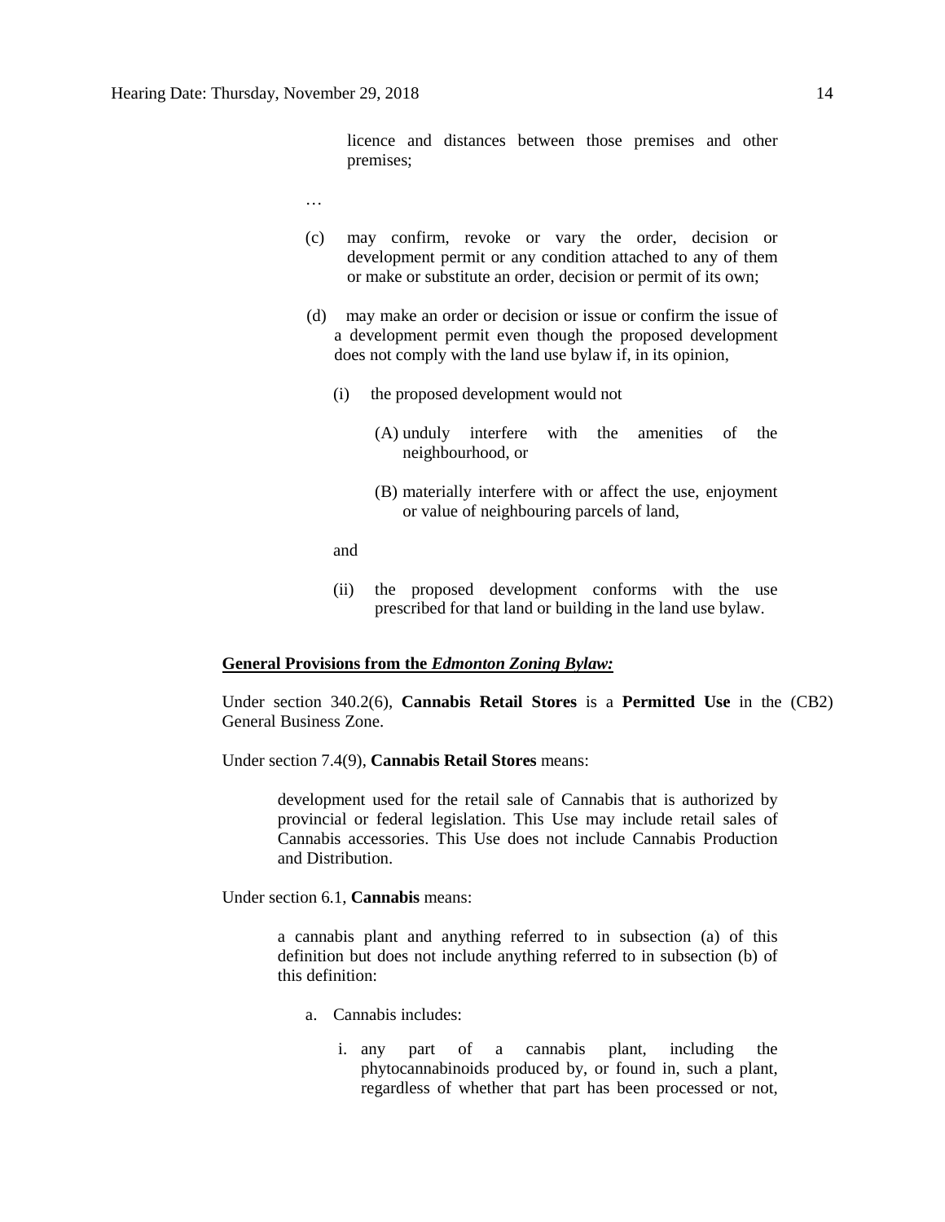licence and distances between those premises and other premises;

…

(c) may confirm, revoke or vary the order, decision or development permit or any condition attached to any of them or make or substitute an order, decision or permit of its own;

(d) may make an order or decision or issue or confirm the issue of a development permit even though the proposed development does not comply with the land use bylaw if, in its opinion,

(i) the proposed development would not

(A) unduly interfere with the amenities of the neighbourhood, or

(B) materially interfere with or affect the use, enjoyment or value of neighbouring parcels of land,

and

(ii) the proposed development conforms with the use prescribed for that land or building in the land use bylaw.

**<u>General Provisions from the *Edmonton Zoning Bylaw:*</u>**

Under section 340.2(6), **Cannabis Retail Stores** is a **Permitted Use** in the (CB2) General Business Zone.

Under section 7.4(9), **Cannabis Retail Stores** means:

> development used for the retail sale of Cannabis that is authorized by provincial or federal legislation. This Use may include retail sales of Cannabis accessories. This Use does not include Cannabis Production and Distribution.

Under section 6.1, **Cannabis** means:

> a cannabis plant and anything referred to in subsection (a) of this definition but does not include anything referred to in subsection (b) of this definition:
>
> a. Cannabis includes:
>
> i. any part of a cannabis plant, including the phytocannabinoids produced by, or found in, such a plant, regardless of whether that part has been processed or not,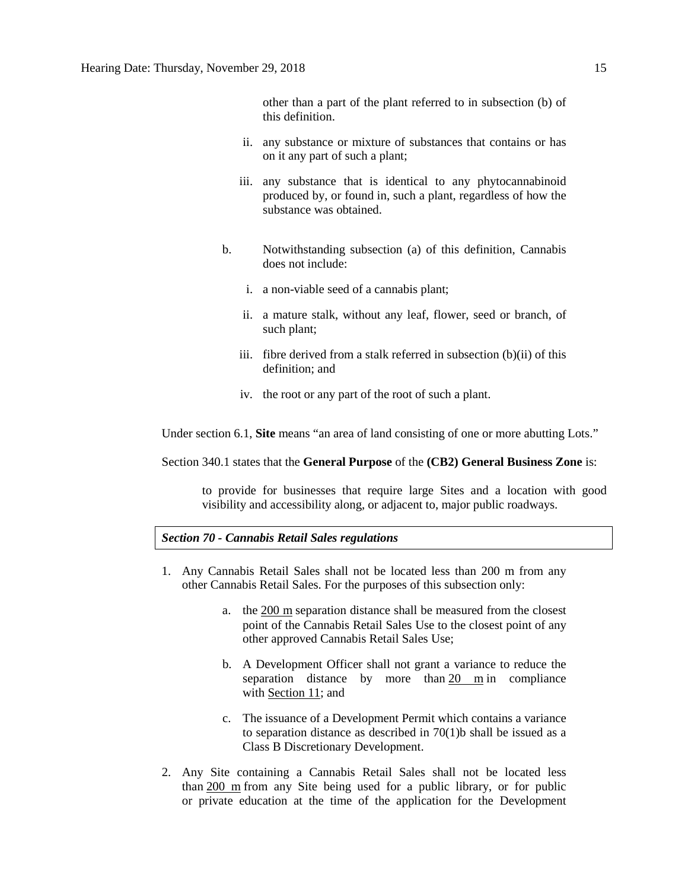other than a part of the plant referred to in subsection (b) of this definition.

ii. any substance or mixture of substances that contains or has on it any part of such a plant;

iii. any substance that is identical to any phytocannabinoid produced by, or found in, such a plant, regardless of how the substance was obtained.

b. Notwithstanding subsection (a) of this definition, Cannabis does not include:

i. a non-viable seed of a cannabis plant;

ii. a mature stalk, without any leaf, flower, seed or branch, of such plant;

iii. fibre derived from a stalk referred in subsection (b)(ii) of this definition; and

iv. the root or any part of the root of such a plant.

Under section 6.1, **Site** means "an area of land consisting of one or more abutting Lots."

Section 340.1 states that the **General Purpose** of the **(CB2) General Business Zone** is:

> to provide for businesses that require large Sites and a location with good visibility and accessibility along, or adjacent to, major public roadways.

***Section 70 - Cannabis Retail Sales regulations***

1. Any Cannabis Retail Sales shall not be located less than 200 m from any other Cannabis Retail Sales. For the purposes of this subsection only:
   a. the 200 m separation distance shall be measured from the closest point of the Cannabis Retail Sales Use to the closest point of any other approved Cannabis Retail Sales Use;
   b. A Development Officer shall not grant a variance to reduce the separation distance by more than 20 m in compliance with Section 11; and
   c. The issuance of a Development Permit which contains a variance to separation distance as described in 70(1)b shall be issued as a Class B Discretionary Development.
2. Any Site containing a Cannabis Retail Sales shall not be located less than 200 m from any Site being used for a public library, or for public or private education at the time of the application for the Development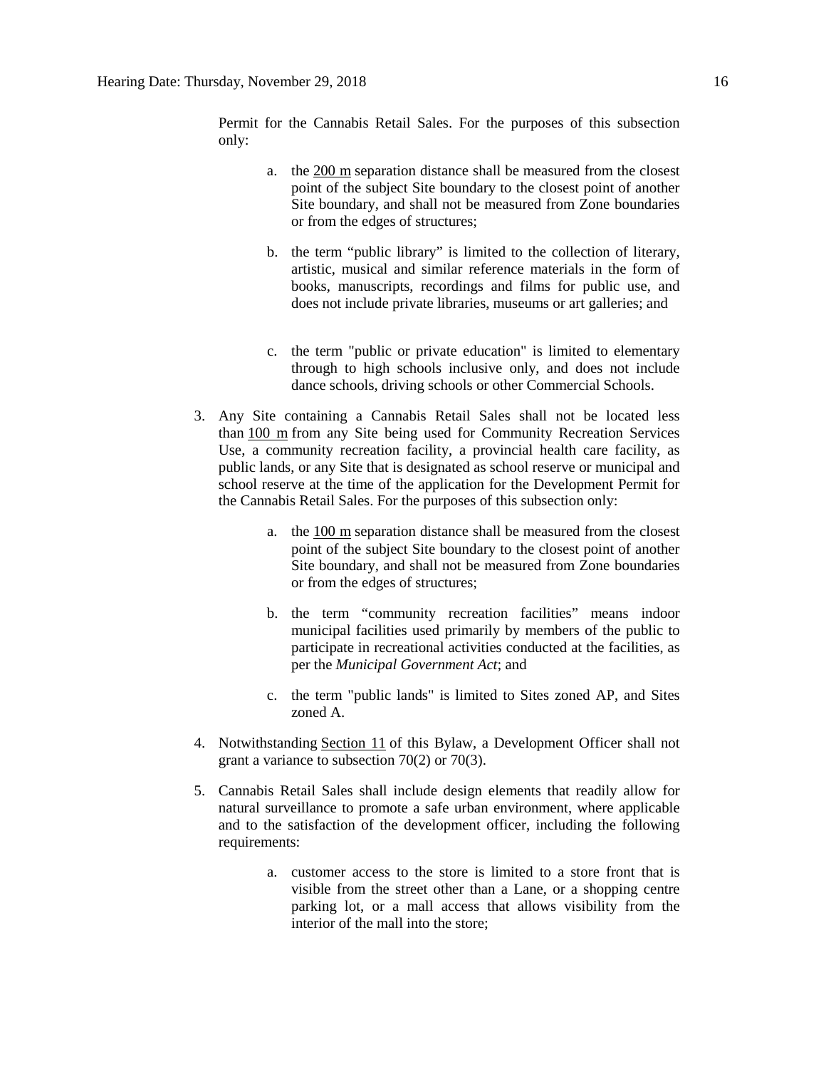Permit for the Cannabis Retail Sales. For the purposes of this subsection only:

   a. the 200 m separation distance shall be measured from the closest point of the subject Site boundary to the closest point of another Site boundary, and shall not be measured from Zone boundaries or from the edges of structures;

   b. the term "public library" is limited to the collection of literary, artistic, musical and similar reference materials in the form of books, manuscripts, recordings and films for public use, and does not include private libraries, museums or art galleries; and

   c. the term "public or private education" is limited to elementary through to high schools inclusive only, and does not include dance schools, driving schools or other Commercial Schools.

3. Any Site containing a Cannabis Retail Sales shall not be located less than 100 m from any Site being used for Community Recreation Services Use, a community recreation facility, a provincial health care facility, as public lands, or any Site that is designated as school reserve or municipal and school reserve at the time of the application for the Development Permit for the Cannabis Retail Sales. For the purposes of this subsection only:

   a. the 100 m separation distance shall be measured from the closest point of the subject Site boundary to the closest point of another Site boundary, and shall not be measured from Zone boundaries or from the edges of structures;

   b. the term "community recreation facilities" means indoor municipal facilities used primarily by members of the public to participate in recreational activities conducted at the facilities, as per the *Municipal Government Act*; and

   c. the term "public lands" is limited to Sites zoned AP, and Sites zoned A.

4. Notwithstanding Section 11 of this Bylaw, a Development Officer shall not grant a variance to subsection 70(2) or 70(3).

5. Cannabis Retail Sales shall include design elements that readily allow for natural surveillance to promote a safe urban environment, where applicable and to the satisfaction of the development officer, including the following requirements:

   a. customer access to the store is limited to a store front that is visible from the street other than a Lane, or a shopping centre parking lot, or a mall access that allows visibility from the interior of the mall into the store;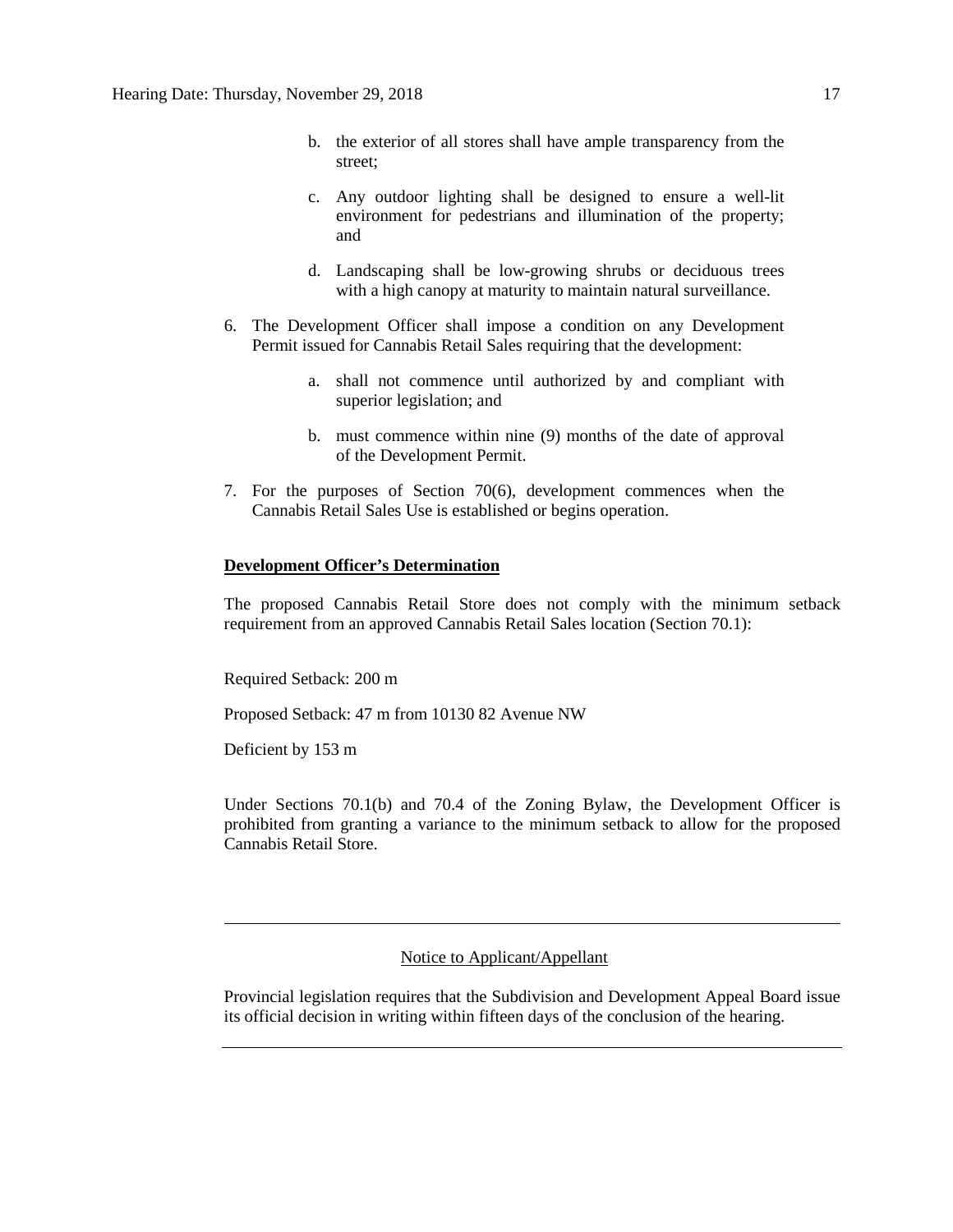b. the exterior of all stores shall have ample transparency from the street;

c. Any outdoor lighting shall be designed to ensure a well-lit environment for pedestrians and illumination of the property; and

d. Landscaping shall be low-growing shrubs or deciduous trees with a high canopy at maturity to maintain natural surveillance.

6. The Development Officer shall impose a condition on any Development Permit issued for Cannabis Retail Sales requiring that the development:

   a. shall not commence until authorized by and compliant with superior legislation; and

   b. must commence within nine (9) months of the date of approval of the Development Permit.

7. For the purposes of Section 70(6), development commences when the Cannabis Retail Sales Use is established or begins operation.

**Development Officer's Determination**

The proposed Cannabis Retail Store does not comply with the minimum setback requirement from an approved Cannabis Retail Sales location (Section 70.1):

Required Setback: 200 m

Proposed Setback: 47 m from 10130 82 Avenue NW

Deficient by 153 m

Under Sections 70.1(b) and 70.4 of the Zoning Bylaw, the Development Officer is prohibited from granting a variance to the minimum setback to allow for the proposed Cannabis Retail Store.

---

Notice to Applicant/Appellant

Provincial legislation requires that the Subdivision and Development Appeal Board issue its official decision in writing within fifteen days of the conclusion of the hearing.

---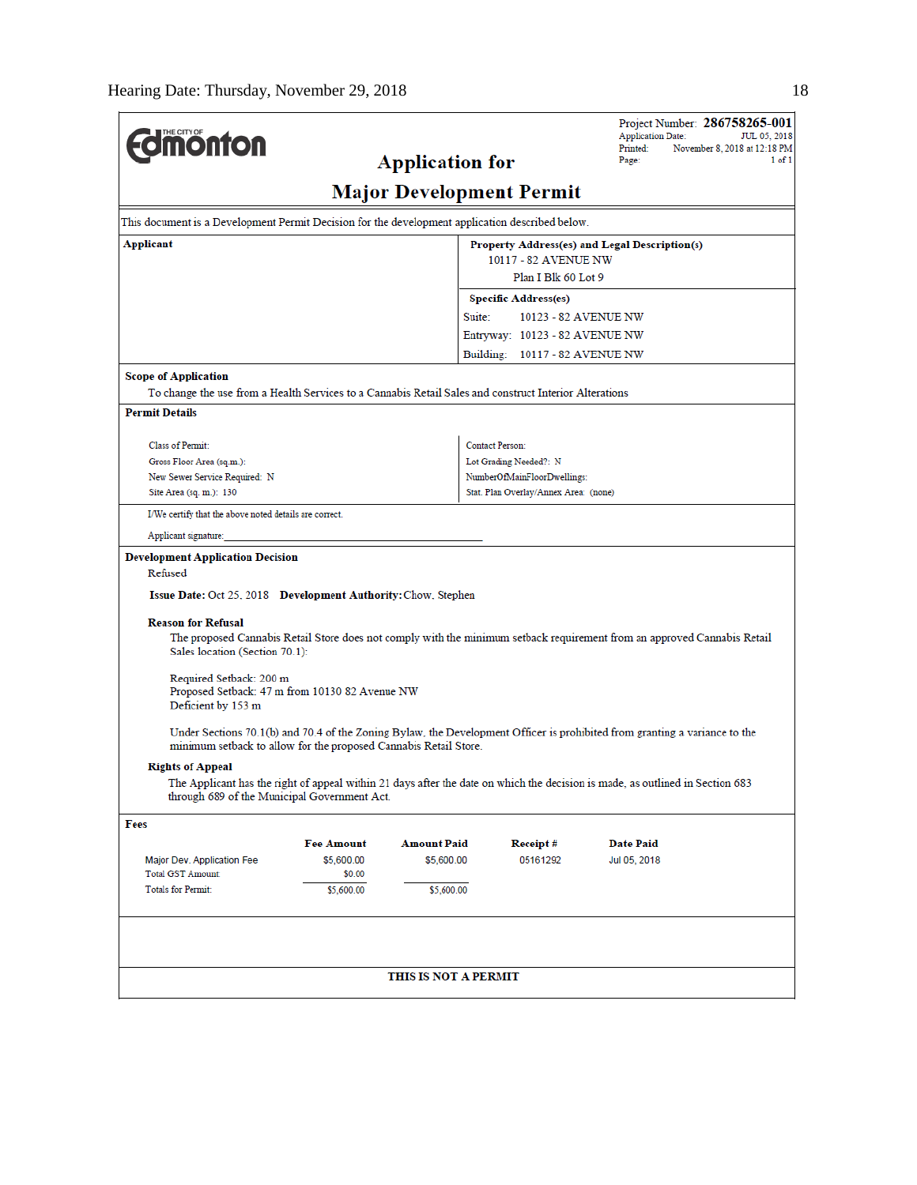Project Number: **286758265-001**
Application Date: JUL 05, 2018
Printed: November 8, 2018 at 12:18 PM
Page: 1 of 1

# Application for Major Development Permit

This document is a Development Permit Decision for the development application described below.

**Applicant**

**Property Address(es) and Legal Description(s)**
10117 - 82 AVENUE NW
Plan I Blk 60 Lot 9

**Specific Address(es)**
Suite: 10123 - 82 AVENUE NW
Entryway: 10123 - 82 AVENUE NW
Building: 10117 - 82 AVENUE NW

**Scope of Application**
To change the use from a Health Services to a Cannabis Retail Sales and construct Interior Alterations

**Permit Details**

| | |
|---|---|
| Class of Permit: | Contact Person: |
| Gross Floor Area (sq.m.): | Lot Grading Needed?: N |
| New Sewer Service Required: N | NumberOfMainFloorDwellings: |
| Site Area (sq. m.): 130 | Stat. Plan Overlay/Annex Area: (none) |

I/We certify that the above noted details are correct.

Applicant signature:_______________________________

**Development Application Decision**
Refused

**Issue Date:** Oct 25, 2018 **Development Authority:** Chow, Stephen

**Reason for Refusal**

The proposed Cannabis Retail Store does not comply with the minimum setback requirement from an approved Cannabis Retail Sales location (Section 70.1):

Required Setback: 200 m
Proposed Setback: 47 m from 10130 82 Avenue NW
Deficient by 153 m

Under Sections 70.1(b) and 70.4 of the Zoning Bylaw, the Development Officer is prohibited from granting a variance to the minimum setback to allow for the proposed Cannabis Retail Store.

**Rights of Appeal**

The Applicant has the right of appeal within 21 days after the date on which the decision is made, as outlined in Section 683 through 689 of the Municipal Government Act.

**Fees**

| | Fee Amount | Amount Paid | Receipt # | Date Paid |
|---|---|---|---|---|
| Major Dev. Application Fee | $5,600.00 | $5,600.00 | 05161292 | Jul 05, 2018 |
| Total GST Amount: | $0.00 | | | |
| Totals for Permit: | $5,600.00 | $5,600.00 | | |

**THIS IS NOT A PERMIT**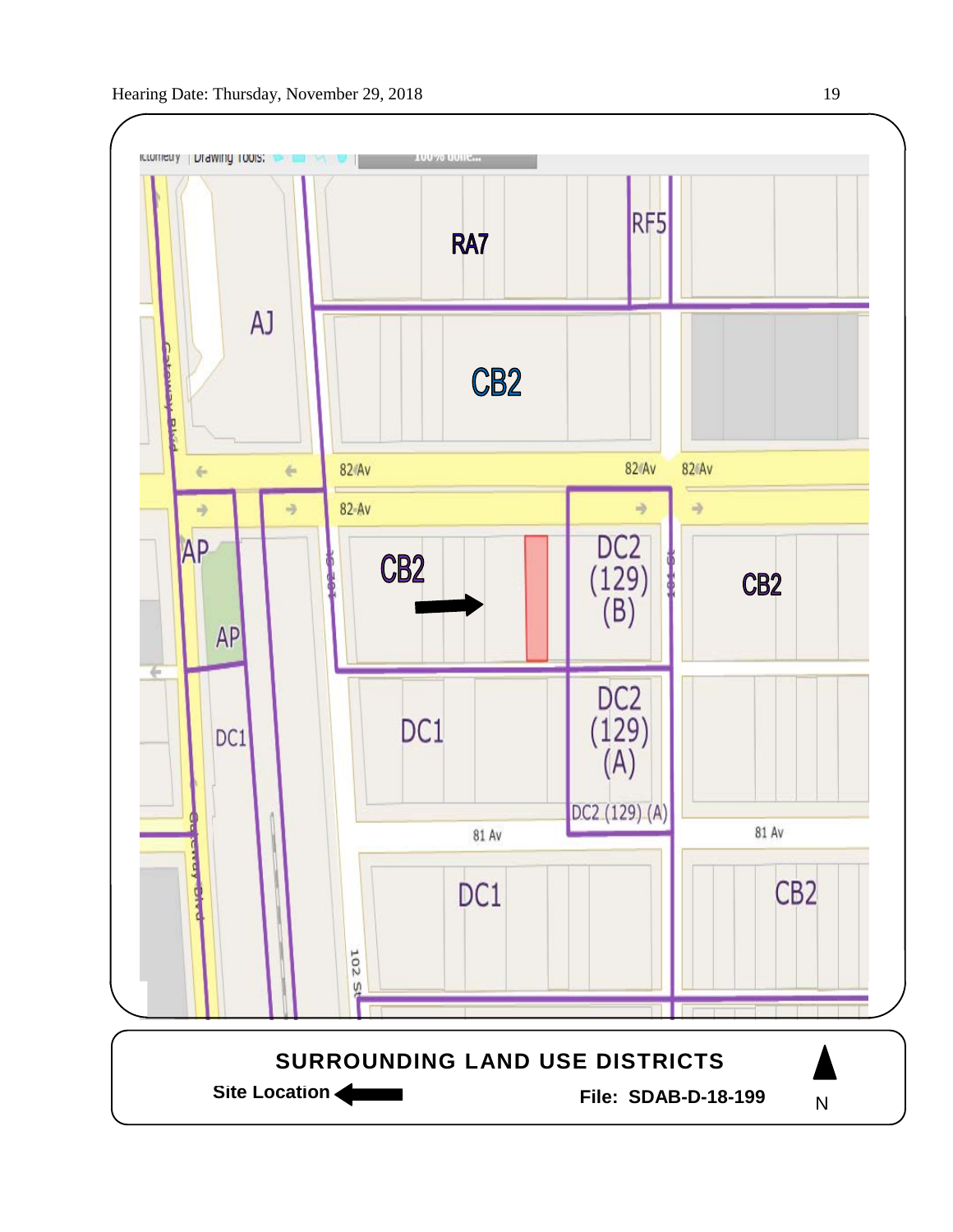**SURROUNDING LAND USE DISTRICTS**

**Site Location** ⬅

**File: SDAB-D-18-199**

N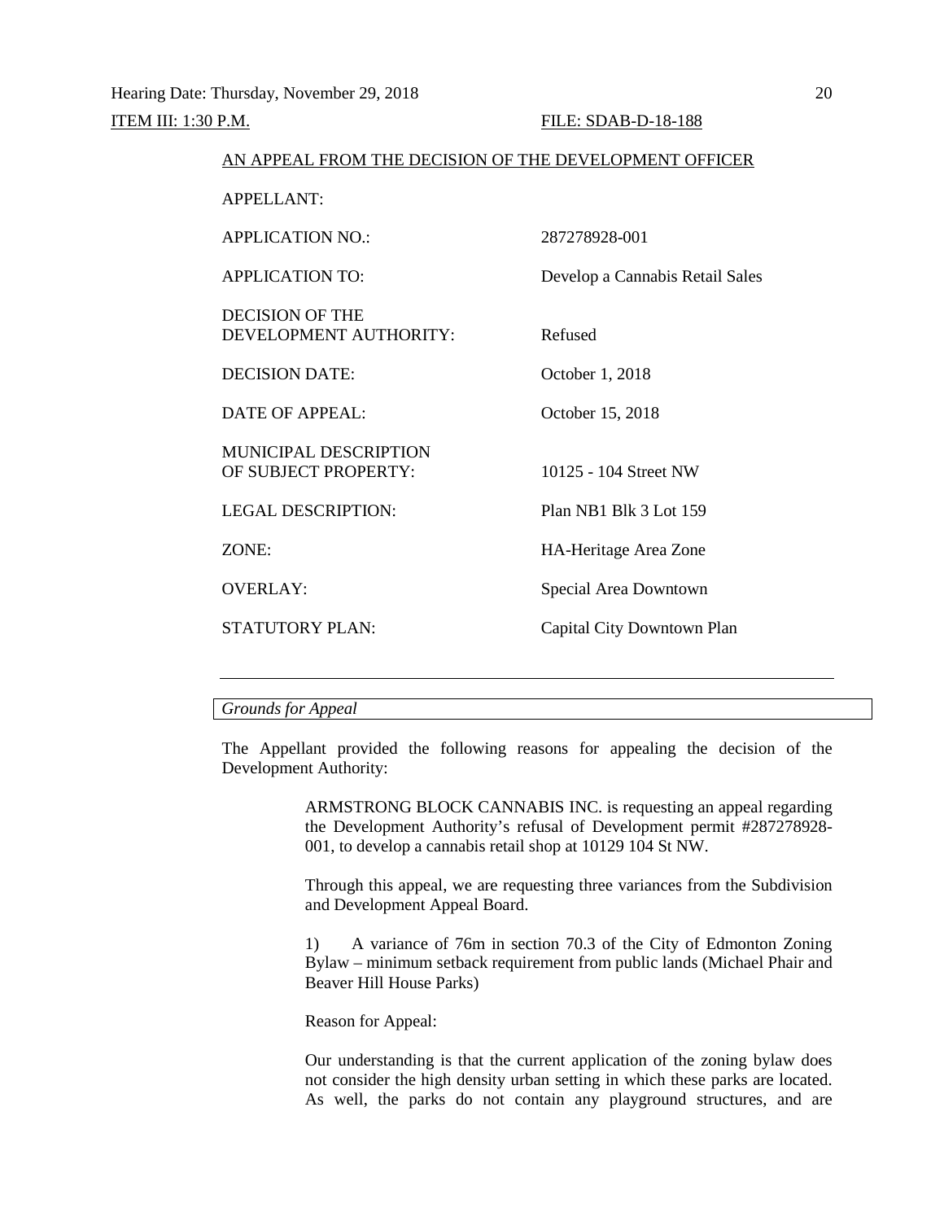Hearing Date: Thursday, November 29, 2018

ITEM III: 1:30 P.M. FILE: SDAB-D-18-188

AN APPEAL FROM THE DECISION OF THE DEVELOPMENT OFFICER

| | |
|---|---|
| APPELLANT: | |
| APPLICATION NO.: | 287278928-001 |
| APPLICATION TO: | Develop a Cannabis Retail Sales |
| DECISION OF THE DEVELOPMENT AUTHORITY: | Refused |
| DECISION DATE: | October 1, 2018 |
| DATE OF APPEAL: | October 15, 2018 |
| MUNICIPAL DESCRIPTION OF SUBJECT PROPERTY: | 10125 - 104 Street NW |
| LEGAL DESCRIPTION: | Plan NB1 Blk 3 Lot 159 |
| ZONE: | HA-Heritage Area Zone |
| OVERLAY: | Special Area Downtown |
| STATUTORY PLAN: | Capital City Downtown Plan |

---

*Grounds for Appeal*

The Appellant provided the following reasons for appealing the decision of the Development Authority:

> ARMSTRONG BLOCK CANNABIS INC. is requesting an appeal regarding the Development Authority's refusal of Development permit #287278928-001, to develop a cannabis retail shop at 10129 104 St NW.
>
> Through this appeal, we are requesting three variances from the Subdivision and Development Appeal Board.
>
> 1) A variance of 76m in section 70.3 of the City of Edmonton Zoning Bylaw – minimum setback requirement from public lands (Michael Phair and Beaver Hill House Parks)
>
> Reason for Appeal:
>
> Our understanding is that the current application of the zoning bylaw does not consider the high density urban setting in which these parks are located. As well, the parks do not contain any playground structures, and are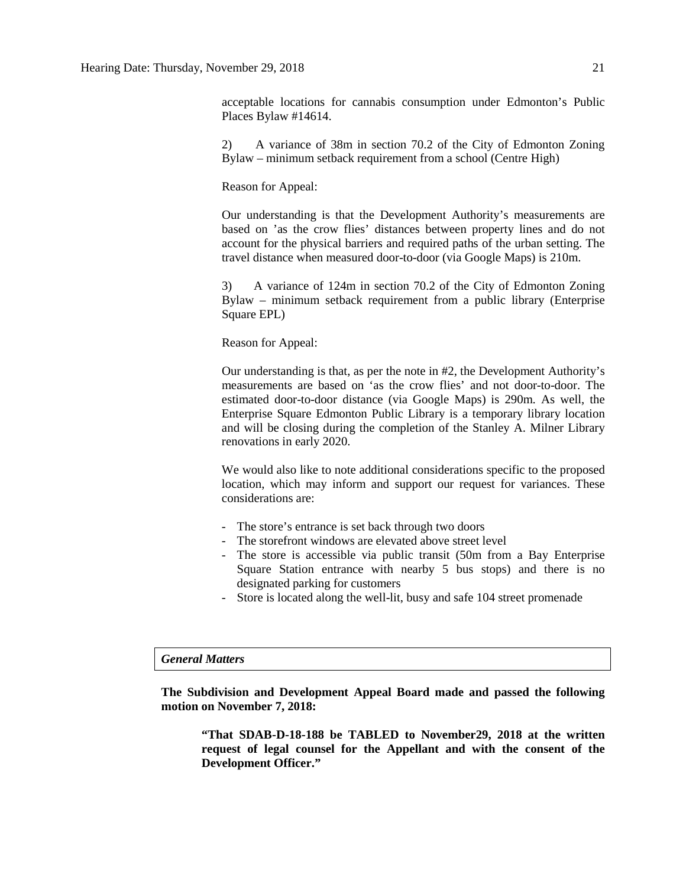acceptable locations for cannabis consumption under Edmonton's Public Places Bylaw #14614.

2) A variance of 38m in section 70.2 of the City of Edmonton Zoning Bylaw – minimum setback requirement from a school (Centre High)

Reason for Appeal:

Our understanding is that the Development Authority's measurements are based on 'as the crow flies' distances between property lines and do not account for the physical barriers and required paths of the urban setting. The travel distance when measured door-to-door (via Google Maps) is 210m.

3) A variance of 124m in section 70.2 of the City of Edmonton Zoning Bylaw – minimum setback requirement from a public library (Enterprise Square EPL)

Reason for Appeal:

Our understanding is that, as per the note in #2, the Development Authority's measurements are based on 'as the crow flies' and not door-to-door. The estimated door-to-door distance (via Google Maps) is 290m. As well, the Enterprise Square Edmonton Public Library is a temporary library location and will be closing during the completion of the Stanley A. Milner Library renovations in early 2020.

We would also like to note additional considerations specific to the proposed location, which may inform and support our request for variances. These considerations are:

- The store's entrance is set back through two doors
- The storefront windows are elevated above street level
- The store is accessible via public transit (50m from a Bay Enterprise Square Station entrance with nearby 5 bus stops) and there is no designated parking for customers
- Store is located along the well-lit, busy and safe 104 street promenade

***General Matters***

**The Subdivision and Development Appeal Board made and passed the following motion on November 7, 2018:**

> **"That SDAB-D-18-188 be TABLED to November29, 2018 at the written request of legal counsel for the Appellant and with the consent of the Development Officer."**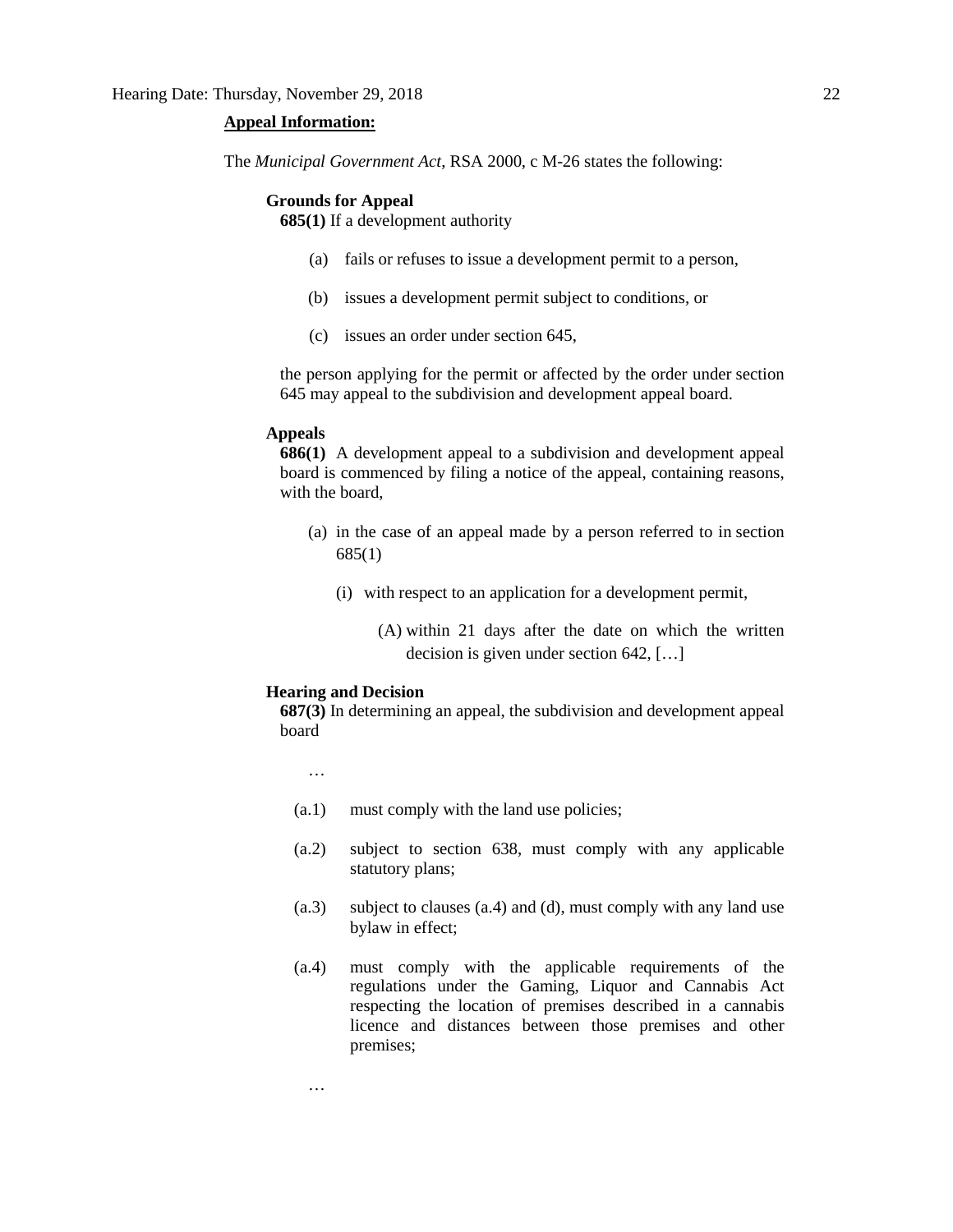**Appeal Information:**

The *Municipal Government Act*, RSA 2000, c M-26 states the following:

**Grounds for Appeal**

**685(1)** If a development authority

(a) fails or refuses to issue a development permit to a person,

(b) issues a development permit subject to conditions, or

(c) issues an order under section 645,

the person applying for the permit or affected by the order under section 645 may appeal to the subdivision and development appeal board.

**Appeals**

**686(1)** A development appeal to a subdivision and development appeal board is commenced by filing a notice of the appeal, containing reasons, with the board,

(a) in the case of an appeal made by a person referred to in section 685(1)

(i) with respect to an application for a development permit,

(A) within 21 days after the date on which the written decision is given under section 642, […]

**Hearing and Decision**

**687(3)** In determining an appeal, the subdivision and development appeal board

…

(a.1) must comply with the land use policies;

(a.2) subject to section 638, must comply with any applicable statutory plans;

(a.3) subject to clauses (a.4) and (d), must comply with any land use bylaw in effect;

(a.4) must comply with the applicable requirements of the regulations under the Gaming, Liquor and Cannabis Act respecting the location of premises described in a cannabis licence and distances between those premises and other premises;

…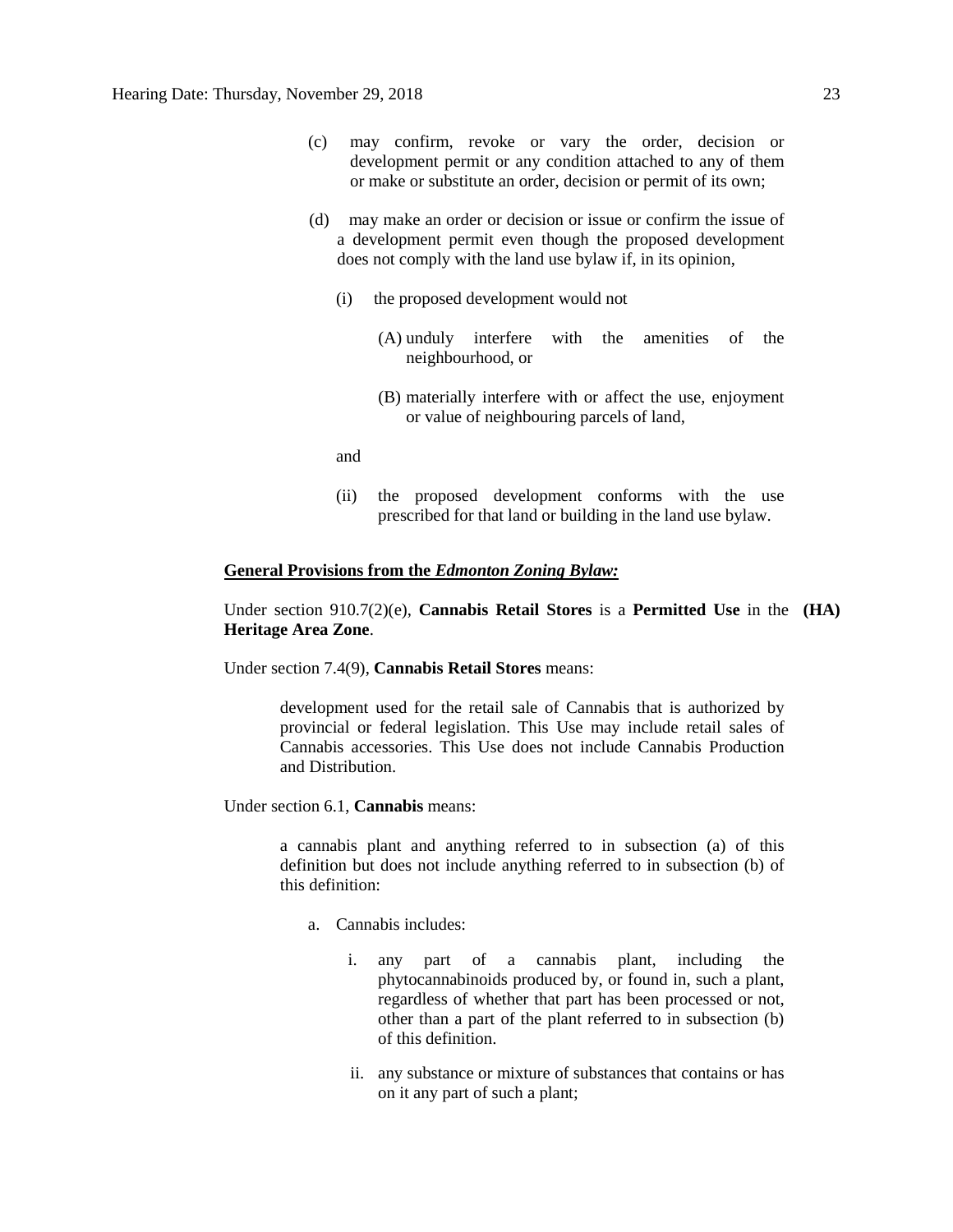(c) may confirm, revoke or vary the order, decision or development permit or any condition attached to any of them or make or substitute an order, decision or permit of its own;

(d) may make an order or decision or issue or confirm the issue of a development permit even though the proposed development does not comply with the land use bylaw if, in its opinion,

(i) the proposed development would not

(A) unduly interfere with the amenities of the neighbourhood, or

(B) materially interfere with or affect the use, enjoyment or value of neighbouring parcels of land,

and

(ii) the proposed development conforms with the use prescribed for that land or building in the land use bylaw.

**<u>General Provisions from the *Edmonton Zoning Bylaw:*</u>**

Under section 910.7(2)(e), **Cannabis Retail Stores** is a **Permitted Use** in the **(HA) Heritage Area Zone**.

Under section 7.4(9), **Cannabis Retail Stores** means:

> development used for the retail sale of Cannabis that is authorized by provincial or federal legislation. This Use may include retail sales of Cannabis accessories. This Use does not include Cannabis Production and Distribution.

Under section 6.1, **Cannabis** means:

> a cannabis plant and anything referred to in subsection (a) of this definition but does not include anything referred to in subsection (b) of this definition:
>
> a. Cannabis includes:
>
> i. any part of a cannabis plant, including the phytocannabinoids produced by, or found in, such a plant, regardless of whether that part has been processed or not, other than a part of the plant referred to in subsection (b) of this definition.
>
> ii. any substance or mixture of substances that contains or has on it any part of such a plant;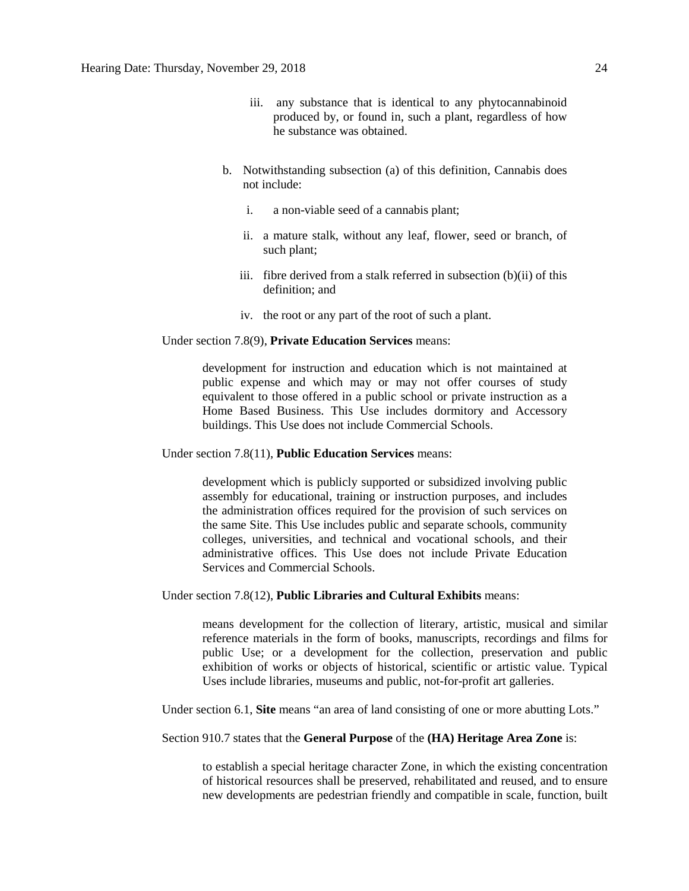iii. any substance that is identical to any phytocannabinoid produced by, or found in, such a plant, regardless of how he substance was obtained.

b. Notwithstanding subsection (a) of this definition, Cannabis does not include:

   i. a non-viable seed of a cannabis plant;

   ii. a mature stalk, without any leaf, flower, seed or branch, of such plant;

   iii. fibre derived from a stalk referred in subsection (b)(ii) of this definition; and

   iv. the root or any part of the root of such a plant.

Under section 7.8(9), **Private Education Services** means:

> development for instruction and education which is not maintained at public expense and which may or may not offer courses of study equivalent to those offered in a public school or private instruction as a Home Based Business. This Use includes dormitory and Accessory buildings. This Use does not include Commercial Schools.

Under section 7.8(11), **Public Education Services** means:

> development which is publicly supported or subsidized involving public assembly for educational, training or instruction purposes, and includes the administration offices required for the provision of such services on the same Site. This Use includes public and separate schools, community colleges, universities, and technical and vocational schools, and their administrative offices. This Use does not include Private Education Services and Commercial Schools.

Under section 7.8(12), **Public Libraries and Cultural Exhibits** means:

> means development for the collection of literary, artistic, musical and similar reference materials in the form of books, manuscripts, recordings and films for public Use; or a development for the collection, preservation and public exhibition of works or objects of historical, scientific or artistic value. Typical Uses include libraries, museums and public, not-for-profit art galleries.

Under section 6.1, **Site** means "an area of land consisting of one or more abutting Lots."

Section 910.7 states that the **General Purpose** of the **(HA) Heritage Area Zone** is:

> to establish a special heritage character Zone, in which the existing concentration of historical resources shall be preserved, rehabilitated and reused, and to ensure new developments are pedestrian friendly and compatible in scale, function, built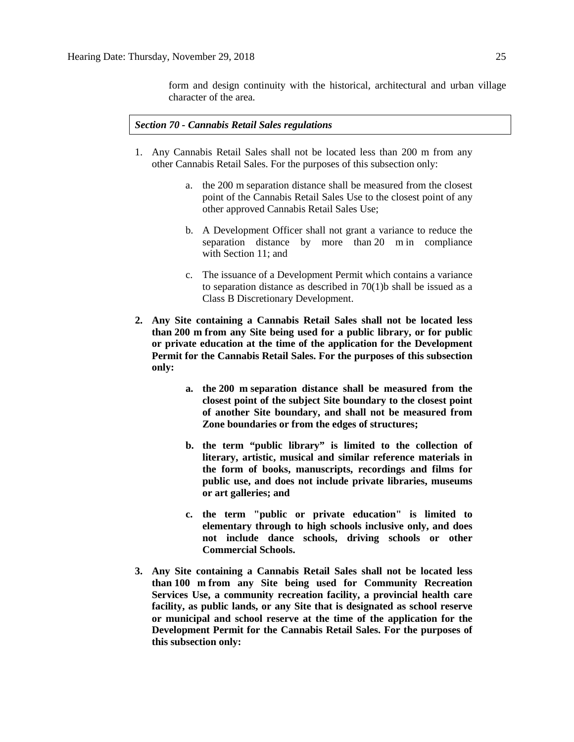form and design continuity with the historical, architectural and urban village character of the area.

***Section 70 - Cannabis Retail Sales regulations***

1. Any Cannabis Retail Sales shall not be located less than 200 m from any other Cannabis Retail Sales. For the purposes of this subsection only:

    a. the 200 m separation distance shall be measured from the closest point of the Cannabis Retail Sales Use to the closest point of any other approved Cannabis Retail Sales Use;

    b. A Development Officer shall not grant a variance to reduce the separation distance by more than 20 m in compliance with Section 11; and

    c. The issuance of a Development Permit which contains a variance to separation distance as described in 70(1)b shall be issued as a Class B Discretionary Development.

2. **Any Site containing a Cannabis Retail Sales shall not be located less than 200 m from any Site being used for a public library, or for public or private education at the time of the application for the Development Permit for the Cannabis Retail Sales. For the purposes of this subsection only:**

    a. **the 200 m separation distance shall be measured from the closest point of the subject Site boundary to the closest point of another Site boundary, and shall not be measured from Zone boundaries or from the edges of structures;**

    b. **the term "public library" is limited to the collection of literary, artistic, musical and similar reference materials in the form of books, manuscripts, recordings and films for public use, and does not include private libraries, museums or art galleries; and**

    c. **the term "public or private education" is limited to elementary through to high schools inclusive only, and does not include dance schools, driving schools or other Commercial Schools.**

3. **Any Site containing a Cannabis Retail Sales shall not be located less than 100 m from any Site being used for Community Recreation Services Use, a community recreation facility, a provincial health care facility, as public lands, or any Site that is designated as school reserve or municipal and school reserve at the time of the application for the Development Permit for the Cannabis Retail Sales. For the purposes of this subsection only:**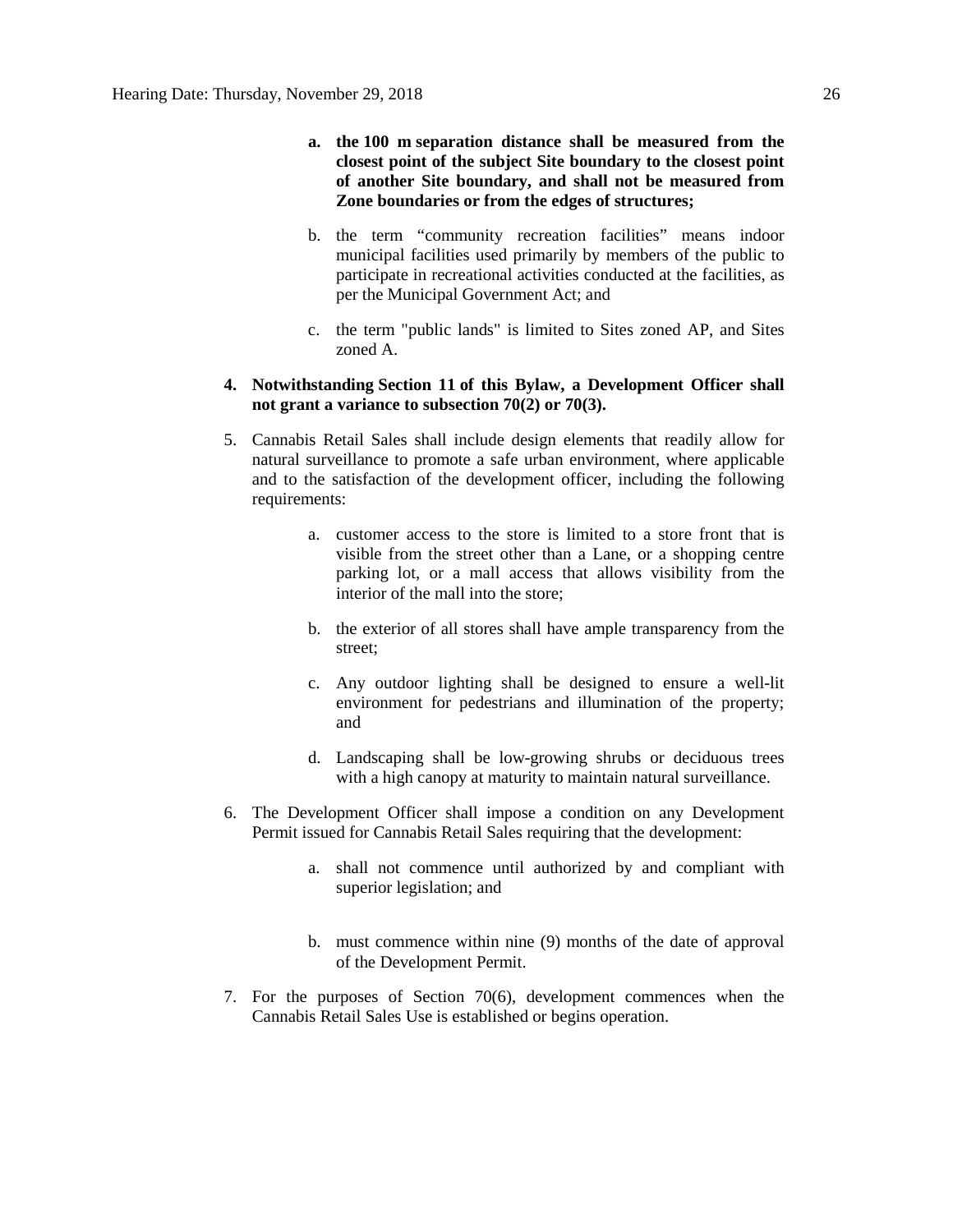a. **the 100 m separation distance shall be measured from the closest point of the subject Site boundary to the closest point of another Site boundary, and shall not be measured from Zone boundaries or from the edges of structures;**

b. the term "community recreation facilities" means indoor municipal facilities used primarily by members of the public to participate in recreational activities conducted at the facilities, as per the Municipal Government Act; and

c. the term "public lands" is limited to Sites zoned AP, and Sites zoned A.

4. **Notwithstanding Section 11 of this Bylaw, a Development Officer shall not grant a variance to subsection 70(2) or 70(3).**

5. Cannabis Retail Sales shall include design elements that readily allow for natural surveillance to promote a safe urban environment, where applicable and to the satisfaction of the development officer, including the following requirements:

   a. customer access to the store is limited to a store front that is visible from the street other than a Lane, or a shopping centre parking lot, or a mall access that allows visibility from the interior of the mall into the store;

   b. the exterior of all stores shall have ample transparency from the street;

   c. Any outdoor lighting shall be designed to ensure a well-lit environment for pedestrians and illumination of the property; and

   d. Landscaping shall be low-growing shrubs or deciduous trees with a high canopy at maturity to maintain natural surveillance.

6. The Development Officer shall impose a condition on any Development Permit issued for Cannabis Retail Sales requiring that the development:

   a. shall not commence until authorized by and compliant with superior legislation; and

   b. must commence within nine (9) months of the date of approval of the Development Permit.

7. For the purposes of Section 70(6), development commences when the Cannabis Retail Sales Use is established or begins operation.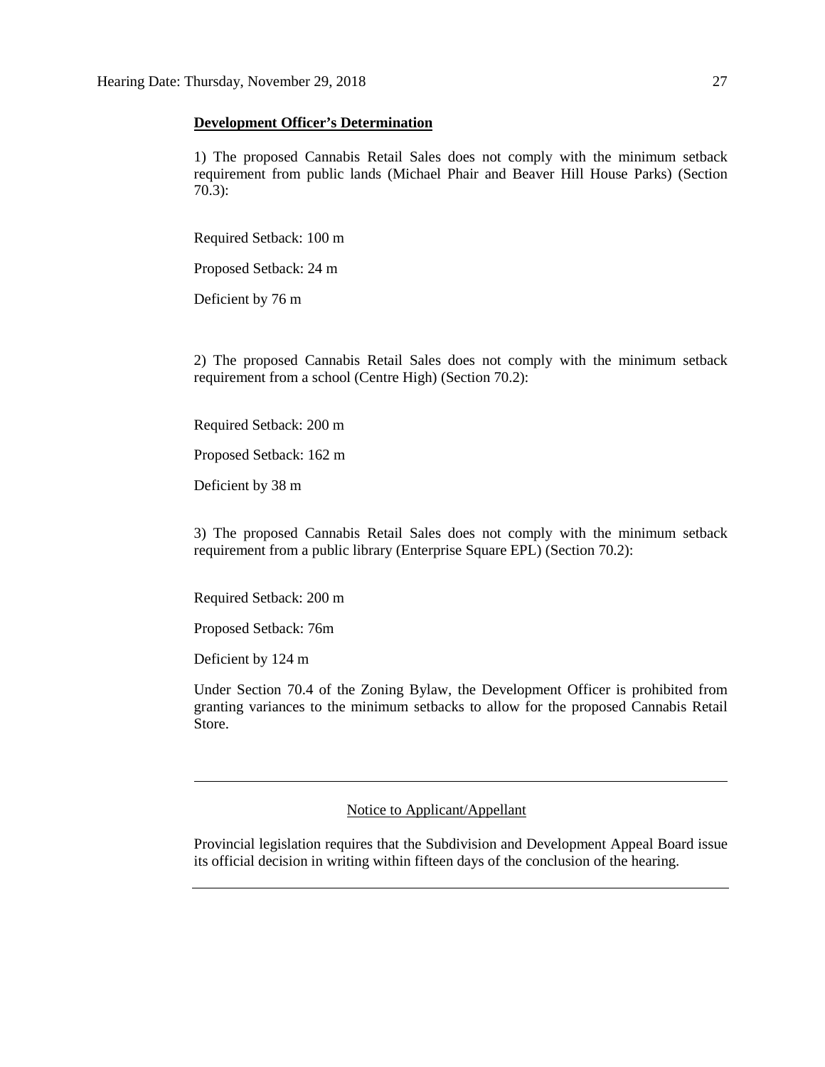**Development Officer's Determination**

1) The proposed Cannabis Retail Sales does not comply with the minimum setback requirement from public lands (Michael Phair and Beaver Hill House Parks) (Section 70.3):

Required Setback: 100 m

Proposed Setback: 24 m

Deficient by 76 m

2) The proposed Cannabis Retail Sales does not comply with the minimum setback requirement from a school (Centre High) (Section 70.2):

Required Setback: 200 m

Proposed Setback: 162 m

Deficient by 38 m

3) The proposed Cannabis Retail Sales does not comply with the minimum setback requirement from a public library (Enterprise Square EPL) (Section 70.2):

Required Setback: 200 m

Proposed Setback: 76m

Deficient by 124 m

Under Section 70.4 of the Zoning Bylaw, the Development Officer is prohibited from granting variances to the minimum setbacks to allow for the proposed Cannabis Retail Store.

---

Notice to Applicant/Appellant

Provincial legislation requires that the Subdivision and Development Appeal Board issue its official decision in writing within fifteen days of the conclusion of the hearing.

---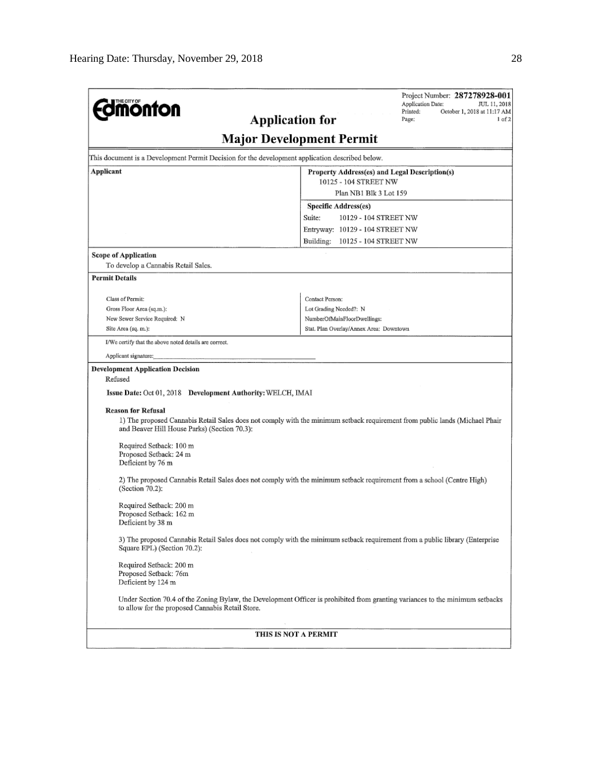THE CITY OF **Edmonton**

Project Number: **287278928-001**
Application Date: JUL 11, 2018
Printed: October 1, 2018 at 11:17 AM
Page: 1 of 2

# Application for
# Major Development Permit

This document is a Development Permit Decision for the development application described below.

| **Applicant** | **Property Address(es) and Legal Description(s)** |
|---|---|
| | 10125 - 104 STREET NW |
| | Plan NB1 Blk 3 Lot 159 |
| | **Specific Address(es)** |
| | Suite: 10129 - 104 STREET NW |
| | Entryway: 10129 - 104 STREET NW |
| | Building: 10125 - 104 STREET NW |

**Scope of Application**

To develop a Cannabis Retail Sales.

**Permit Details**

| | |
|---|---|
| Class of Permit: | Contact Person: |
| Gross Floor Area (sq.m.): | Lot Grading Needed?: N |
| New Sewer Service Required: N | NumberOfMainFloorDwellings: |
| Site Area (sq. m.): | Stat. Plan Overlay/Annex Area: Downtown |

I/We certify that the above noted details are correct.

Applicant signature:\_\_\_\_\_\_\_\_\_\_\_\_\_\_\_\_\_\_\_\_\_\_\_\_\_\_\_\_\_\_

**Development Application Decision**

Refused

**Issue Date:** Oct 01, 2018 **Development Authority:** WELCH, IMAI

**Reason for Refusal**

1) The proposed Cannabis Retail Sales does not comply with the minimum setback requirement from public lands (Michael Phair and Beaver Hill House Parks) (Section 70.3):

Required Setback: 100 m
Proposed Setback: 24 m
Deficient by 76 m

2) The proposed Cannabis Retail Sales does not comply with the minimum setback requirement from a school (Centre High) (Section 70.2):

Required Setback: 200 m
Proposed Setback: 162 m
Deficient by 38 m

3) The proposed Cannabis Retail Sales does not comply with the minimum setback requirement from a public library (Enterprise Square EPL) (Section 70.2):

Required Setback: 200 m
Proposed Setback: 76m
Deficient by 124 m

Under Section 70.4 of the Zoning Bylaw, the Development Officer is prohibited from granting variances to the minimum setbacks to allow for the proposed Cannabis Retail Store.

**THIS IS NOT A PERMIT**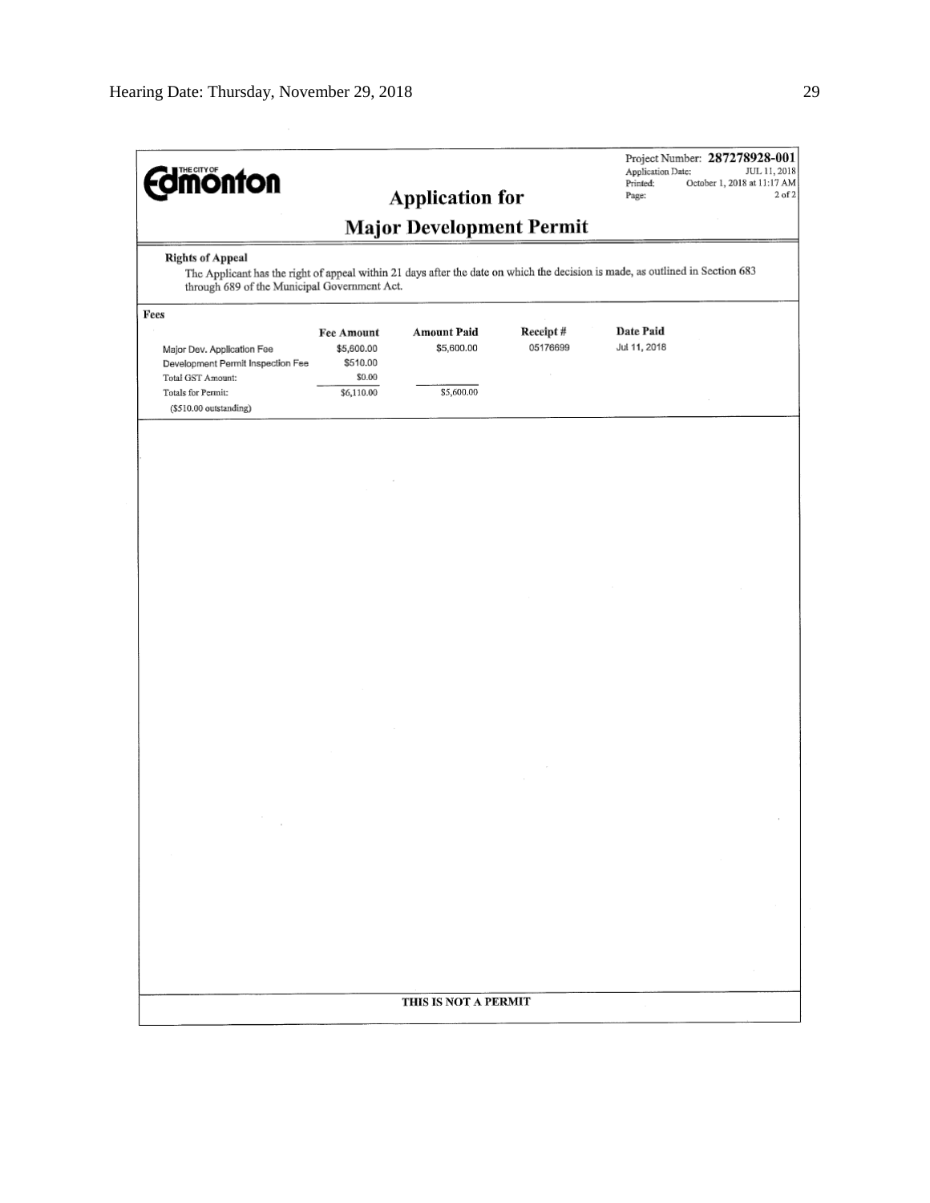THE CITY OF Edmonton

Project Number: **287278928-001**
Application Date: JUL 11, 2018
Printed: October 1, 2018 at 11:17 AM
Page: 2 of 2

## Application for
## Major Development Permit

**Rights of Appeal**

The Applicant has the right of appeal within 21 days after the date on which the decision is made, as outlined in Section 683 through 689 of the Municipal Government Act.

**Fees**

| | Fee Amount | Amount Paid | Receipt # | Date Paid |
|---|---|---|---|---|
| Major Dev. Application Fee | $5,600.00 | $5,600.00 | 05176699 | Jul 11, 2018 |
| Development Permit Inspection Fee | $510.00 | | | |
| Total GST Amount: | $0.00 | | | |
| Totals for Permit: | $6,110.00 | $5,600.00 | | |
| ($510.00 outstanding) | | | | |

**THIS IS NOT A PERMIT**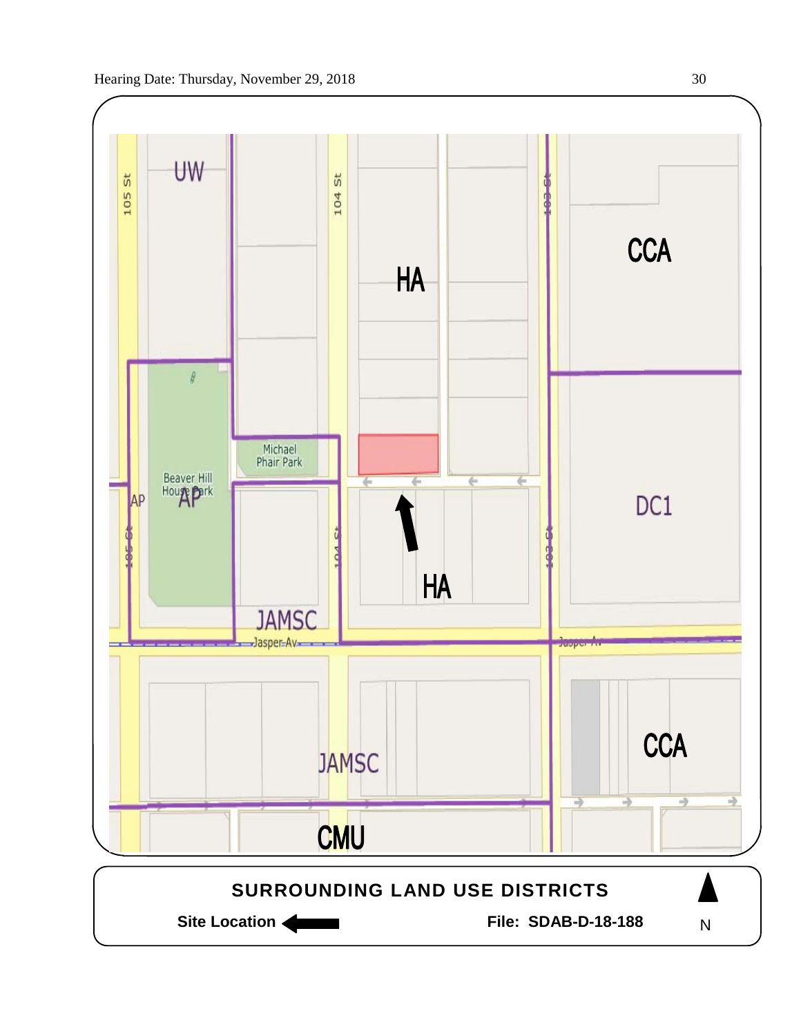UW

105 St

104 St

103 St

HA

CCA

Michael Phair Park

Beaver Hill House Park

AP

AP

105 St

104 St

103 St

HA

DC1

JAMSC

Jasper Av

Jasper Av

JAMSC

CCA

CMU

**SURROUNDING LAND USE DISTRICTS**

**Site Location**

**File: SDAB-D-18-188**

N